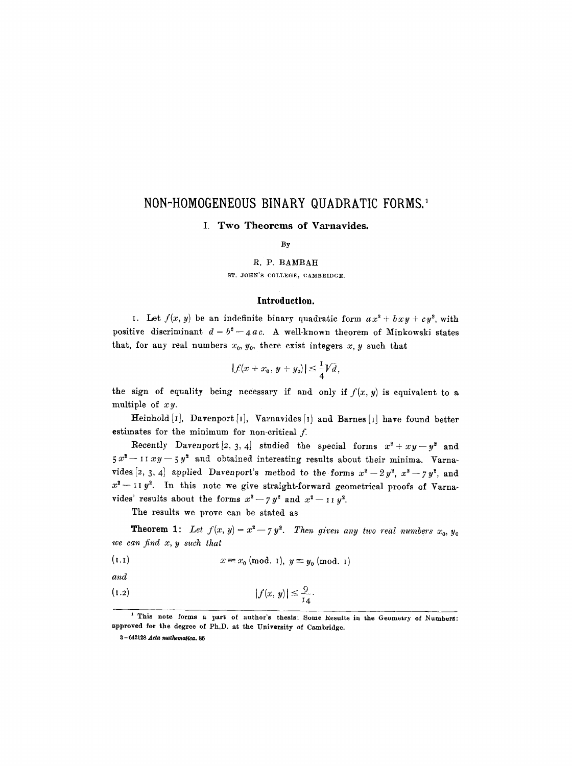# NON-HOMOGENEOUS BINARY QUADRATIC FORMS.[1]

## I. Two Theorems of Varnavides.

By

R. P. BAMBAH

ST. JOHN'S COLLEGE, CAMBRIDGE.

### Introduction.

1. Let $f(x, y)$ be an indefinite binary quadratic form $ax^2 + bxy + cy^2$, with positive discriminant $d = b^2 - 4ac$. A well-known theorem of Minkowski states that, for any real numbers $x_0, y_0$, there exist integers $x, y$ such that

$$|f(x + x_0, y + y_0)| \leq \frac{1}{4}\sqrt{d},$$

the sign of equality being necessary if and only if $f(x, y)$ is equivalent to a multiple of $xy$.

Heinhold [1], Davenport [1], Varnavides [1] and Barnes [1] have found better estimates for the minimum for non-critical $f$.

Recently Davenport [2, 3, 4] studied the special forms $x^2 + xy - y^2$ and $5x^2 - 11xy - 5y^2$ and obtained interesting results about their minima. Varnavides [2, 3, 4] applied Davenport's method to the forms $x^2 - 2y^2$, $x^2 - 7y^2$, and $x^2 - 11y^2$. In this note we give straight-forward geometrical proofs of Varnavides' results about the forms $x^2 - 7y^2$ and $x^2 - 11y^2$.

The results we prove can be stated as

**Theorem 1:** *Let $f(x, y) = x^2 - 7y^2$. Then given any two real numbers $x_0, y_0$ we can find $x, y$ such that*

$$x \equiv x_0 \pmod{1}, \; y \equiv y_0 \pmod{1} \tag{1.1}$$

*and*

$$|f(x, y)| \leq \frac{9}{14}. \tag{1.2}$$

[1] This note forms a part of author's thesis: Some Results in the Geometry of Numbers: approved for the degree of Ph.D. at the University of Cambridge.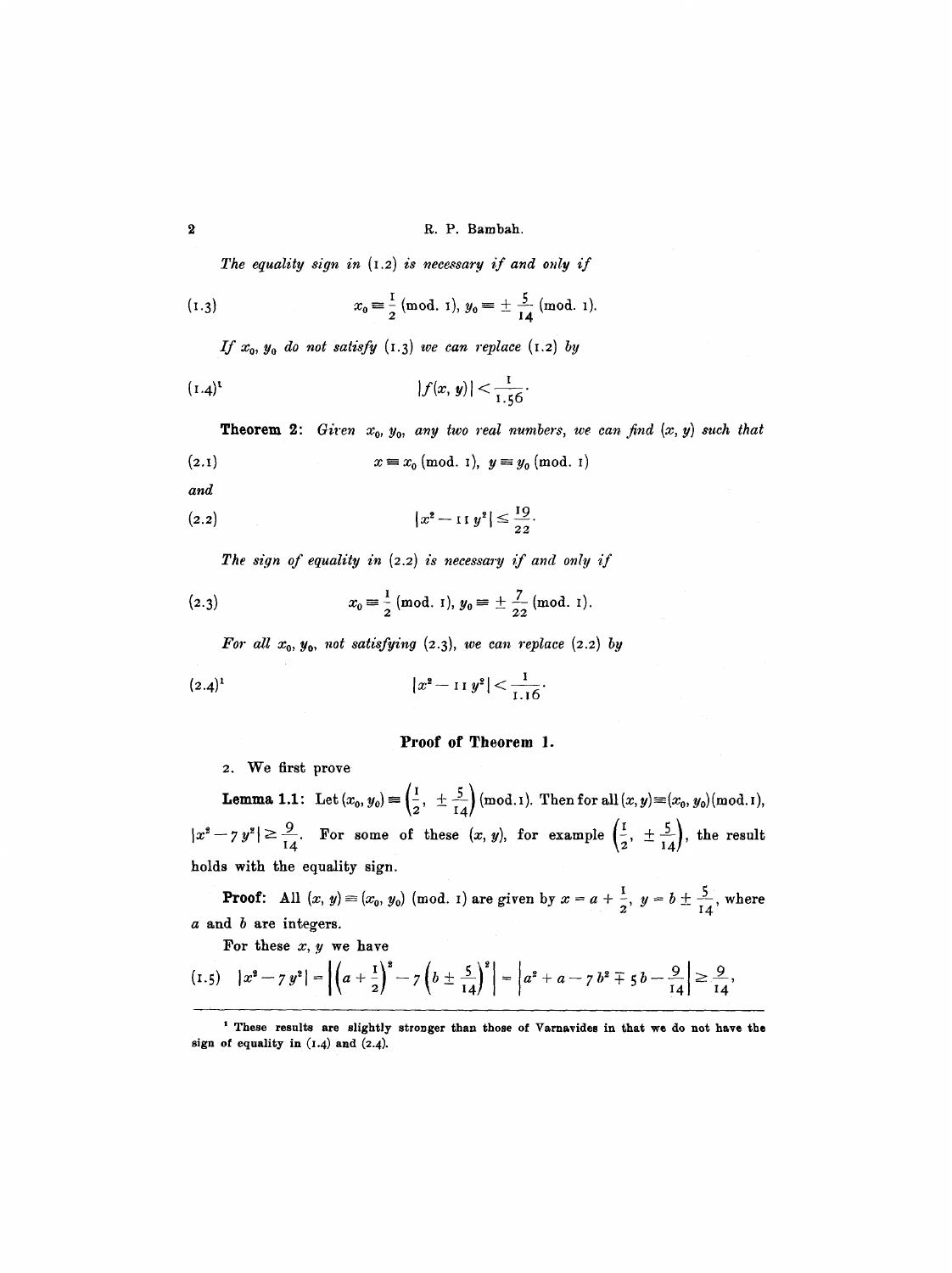*The equality sign in* (1.2) *is necessary if and only if*

$$x_0 \equiv \frac{1}{2} \pmod{1},\ y_0 \equiv \pm \frac{5}{14} \pmod{1}. \tag{1.3}$$

*If* $x_0, y_0$ *do not satisfy* (1.3) *we can replace* (1.2) *by*

$$|f(x, y)| < \frac{1}{1.56}. \tag{1.4}$$

[1]

**Theorem 2:** *Given* $x_0, y_0$, *any two real numbers, we can find* $(x, y)$ *such that*

$$x \equiv x_0 \pmod{1},\ y \equiv y_0 \pmod{1} \tag{2.1}$$

*and*

$$|x^2 - 11 y^2| \leq \frac{19}{22}. \tag{2.2}$$

*The sign of equality in* (2.2) *is necessary if and only if*

$$x_0 \equiv \frac{1}{2} \pmod{1},\ y_0 \equiv \pm \frac{7}{22} \pmod{1}. \tag{2.3}$$

*For all* $x_0, y_0$, *not satisfying* (2.3), *we can replace* (2.2) *by*

$$|x^2 - 11 y^2| < \frac{1}{1.16}. \tag{2.4}$$

[1]

## Proof of Theorem 1.

2. We first prove

**Lemma 1.1:** Let $(x_0, y_0) \equiv \left(\frac{1}{2},\ \pm \frac{5}{14}\right) \pmod{1}$. Then for all $(x, y) \equiv (x_0, y_0) \pmod{1}$, $|x^2 - 7y^2| \geq \frac{9}{14}$. For some of these $(x, y)$, for example $\left(\frac{1}{2},\ \pm \frac{5}{14}\right)$, the result holds with the equality sign.

**Proof:** All $(x, y) \equiv (x_0, y_0) \pmod{1}$ are given by $x = a + \frac{1}{2}$, $y = b \pm \frac{5}{14}$, where $a$ and $b$ are integers.

For these $x, y$ we have

$$|x^2 - 7y^2| = \left|\left(a + \frac{1}{2}\right)^2 - 7\left(b \pm \frac{5}{14}\right)^2\right| = \left|a^2 + a - 7b^2 \mp 5b - \frac{9}{14}\right| \geq \frac{9}{14}, \tag{1.5}$$

---

[1] These results are slightly stronger than those of Varnavides in that we do not have the sign of equality in (1.4) and (2.4).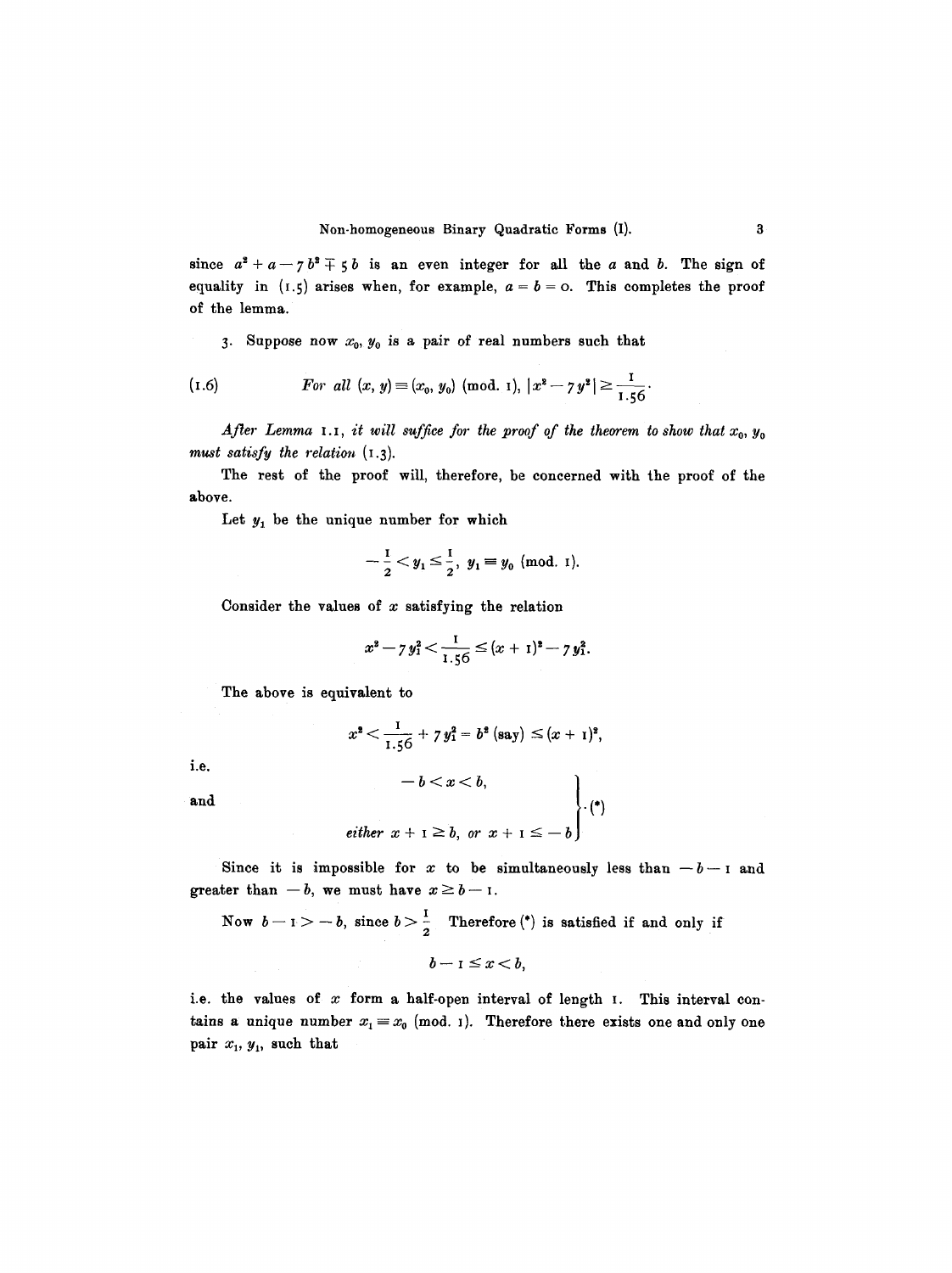since $a^2 + a - 7b^2 \mp 5b$ is an even integer for all the $a$ and $b$. The sign of equality in (1.5) arises when, for example, $a = b = 0$. This completes the proof of the lemma.

3. Suppose now $x_0, y_0$ is a pair of real numbers such that

$$(1.6) \qquad \textit{For all } (x, y) \equiv (x_0, y_0) \pmod{1}, \ |x^2 - 7y^2| \geq \frac{1}{1.56}.$$

*After Lemma* 1.1, *it will suffice for the proof of the theorem to show that* $x_0, y_0$ *must satisfy the relation* (1.3).

The rest of the proof will, therefore, be concerned with the proof of the above.

Let $y_1$ be the unique number for which

$$-\frac{1}{2} < y_1 \leq \frac{1}{2}, \ y_1 \equiv y_0 \pmod{1}.$$

Consider the values of $x$ satisfying the relation

$$x^2 - 7y_1^2 < \frac{1}{1.56} \leq (x+1)^2 - 7y_1^2.$$

The above is equivalent to

$$x^2 < \frac{1}{1.56} + 7y_1^2 = b^2 \text{ (say)} \leq (x+1)^2,$$

i.e.

$$\left.\begin{array}{l} -b < x < b, \\ \\ \textit{either } x + 1 \geq b, \textit{ or } x + 1 \leq -b \end{array}\right\} \cdot (*)$$

and

Since it is impossible for $x$ to be simultaneously less than $-b-1$ and greater than $-b$, we must have $x \geq b - 1$.

Now $b - 1 > -b$, since $b > \frac{1}{2}$ Therefore (*) is satisfied if and only if

$$b - 1 \leq x < b,$$

i.e. the values of $x$ form a half-open interval of length 1. This interval contains a unique number $x_1 \equiv x_0 \pmod{1}$. Therefore there exists one and only one pair $x_1, y_1$, such that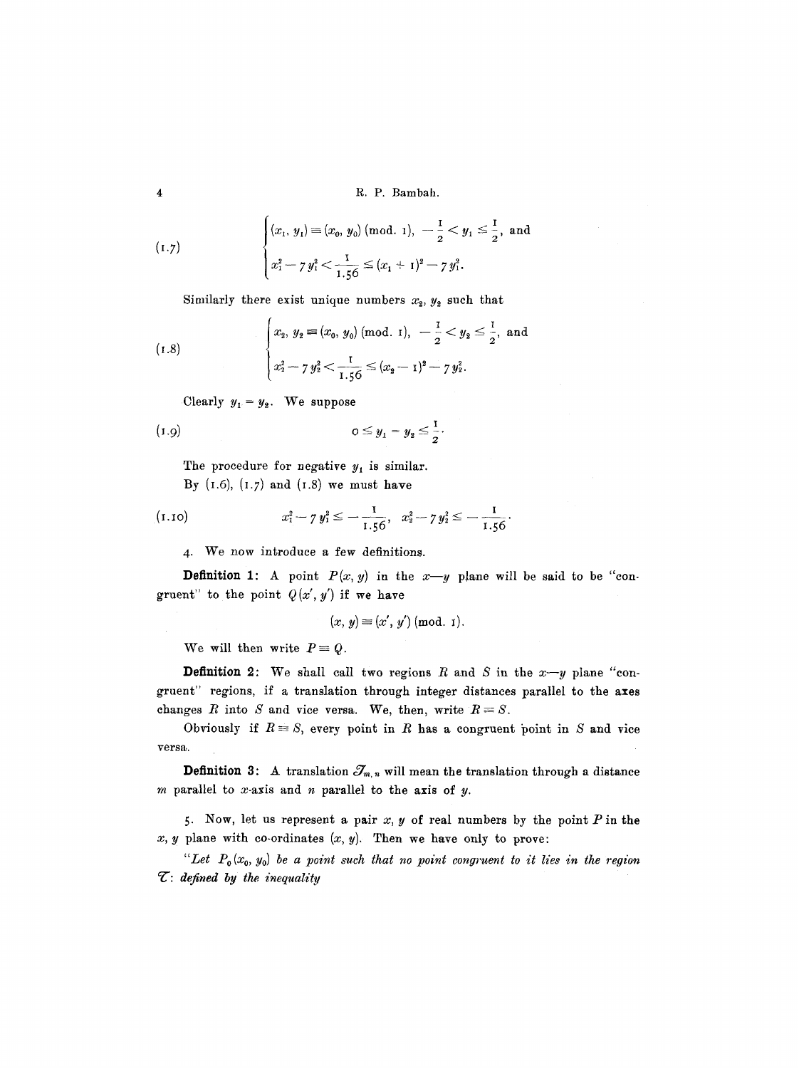$$
(1.7) \qquad \begin{cases} (x_1, y_1) \equiv (x_0, y_0) \pmod{1}, \ -\frac{1}{2} < y_1 \leq \frac{1}{2}, \text{ and} \\ x_1^2 - 7y_1^2 < \frac{1}{1.56} \leq (x_1 + 1)^2 - 7y_1^2. \end{cases}
$$

Similarly there exist unique numbers $x_2, y_2$ such that

$$
(1.8) \qquad \begin{cases} x_2, y_2 \equiv (x_0, y_0) \pmod{1}, \ -\frac{1}{2} < y_2 \leq \frac{1}{2}, \text{ and} \\ x_2^2 - 7y_2^2 < \frac{1}{1.56} \leq (x_2 - 1)^2 - 7y_2^2. \end{cases}
$$

Clearly $y_1 = y_2$. We suppose

$$
(1.9) \qquad 0 \leq y_1 = y_2 \leq \frac{1}{2}.
$$

The procedure for negative $y_1$ is similar.

By (1.6), (1.7) and (1.8) we must have

$$
(1.10) \qquad x_1^2 - 7y_1^2 \leq -\frac{1}{1.56}, \quad x_2^2 - 7y_2^2 \leq -\frac{1}{1.56}.
$$

4. We now introduce a few definitions.

**Definition 1:** A point $P(x, y)$ in the $x$—$y$ plane will be said to be "congruent" to the point $Q(x', y')$ if we have

$$
(x, y) \equiv (x', y') \pmod{1}.
$$

We will then write $P \equiv Q$.

**Definition 2:** We shall call two regions $R$ and $S$ in the $x$—$y$ plane "congruent" regions, if a translation through integer distances parallel to the axes changes $R$ into $S$ and vice versa. We, then, write $R \equiv S$.

Obviously if $R \equiv S$, every point in $R$ has a congruent point in $S$ and vice versa.

**Definition 3:** A translation $\mathcal{T}_{m,n}$ will mean the translation through a distance $m$ parallel to $x$-axis and $n$ parallel to the axis of $y$.

5. Now, let us represent a pair $x, y$ of real numbers by the point $P$ in the $x, y$ plane with co-ordinates $(x, y)$. Then we have only to prove:

"*Let $P_0(x_0, y_0)$ be a point such that no point congruent to it lies in the region $\mathcal{T}$: defined by the inequality*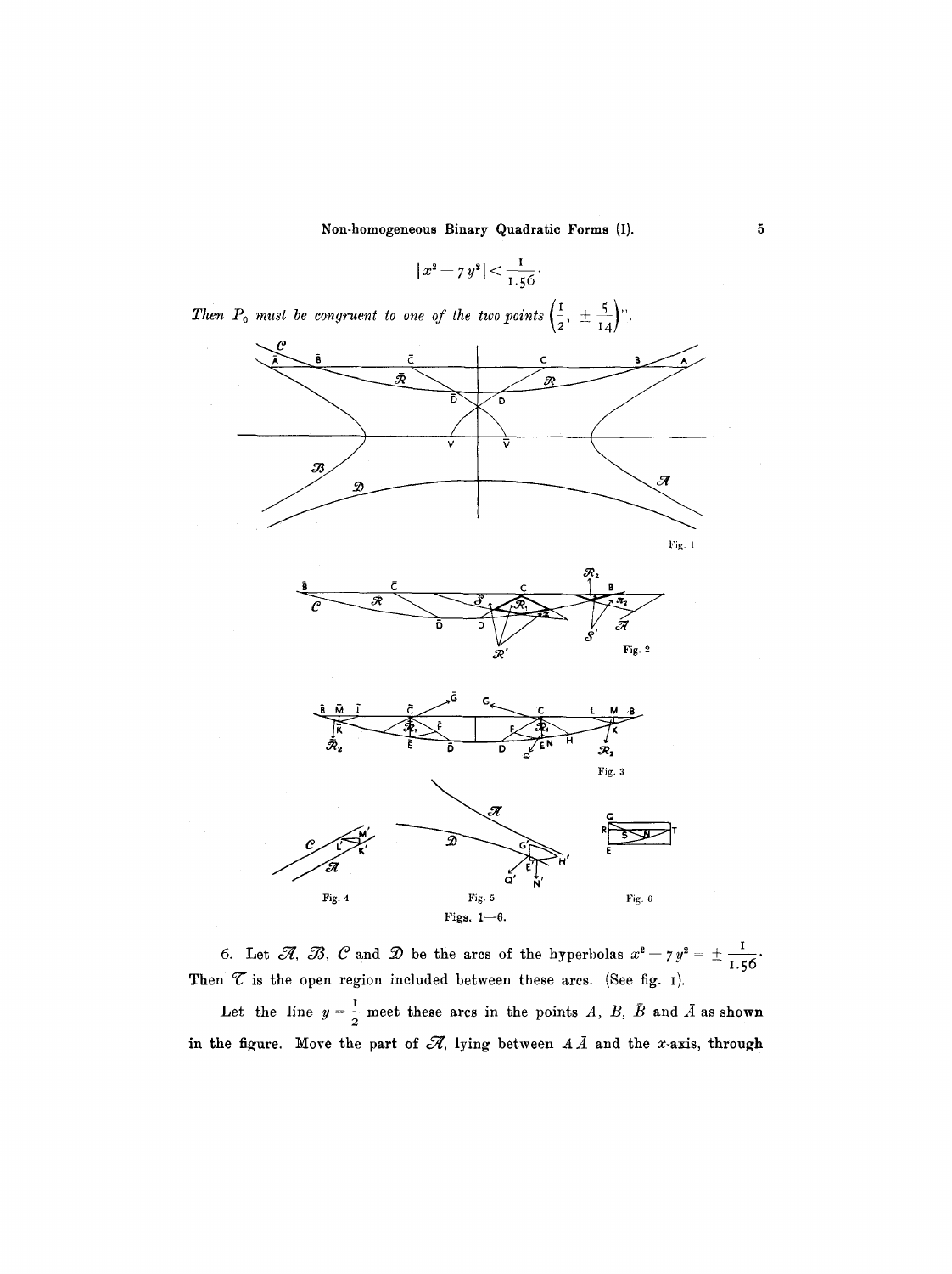$$|x^2 - 7y^2| < \frac{1}{1.56}.$$

*Then $P_0$ must be congruent to one of the two points* $\left(\frac{1}{2}, \pm \frac{5}{14}\right)$".

Figs. 1—6.

6. Let $\mathcal{A}$, $\mathcal{B}$, $\mathcal{C}$ and $\mathcal{D}$ be the arcs of the hyperbolas $x^2 - 7y^2 = \pm \frac{1}{1.56}$. Then $\mathcal{T}$ is the open region included between these arcs. (See fig. 1).

Let the line $y = \frac{1}{2}$ meet these arcs in the points $A$, $B$, $\bar{B}$ and $\bar{A}$ as shown in the figure. Move the part of $\mathcal{A}$, lying between $A\bar{A}$ and the $x$-axis, through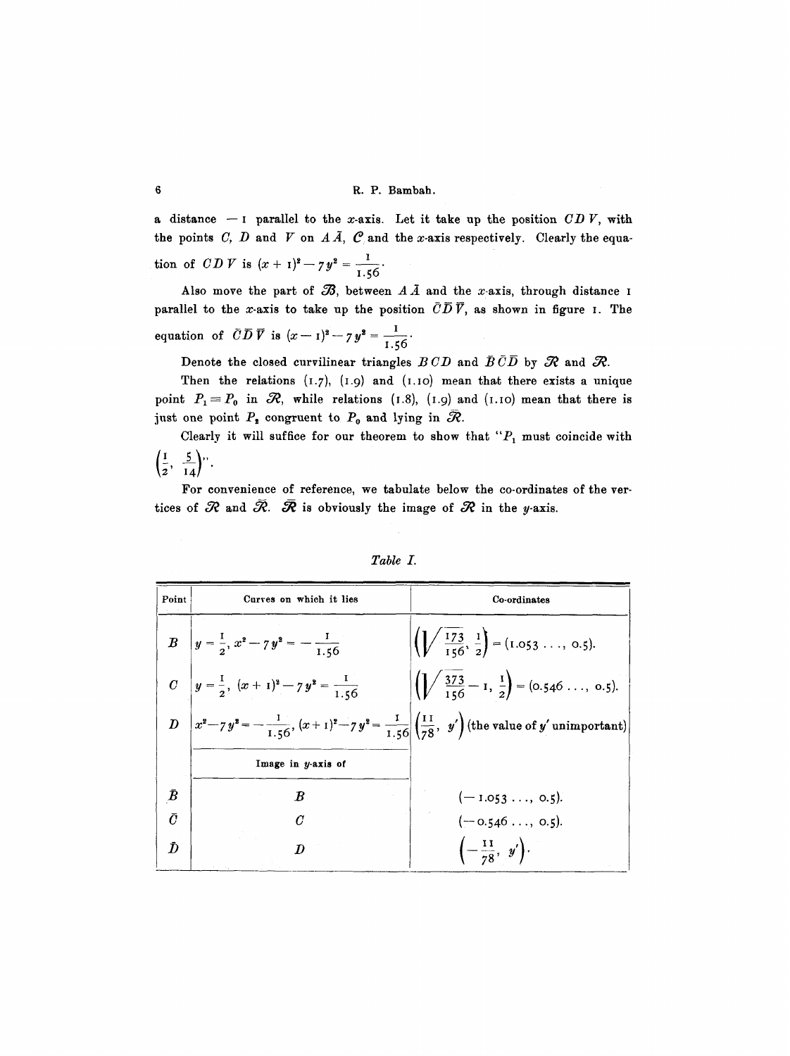a distance $-1$ parallel to the $x$-axis. Let it take up the position $CDV$, with the points $C$, $D$ and $V$ on $A\bar{A}$, $\mathcal{C}$ and the $x$-axis respectively. Clearly the equation of $CDV$ is $(x+1)^2 - 7y^2 = \frac{1}{1.56}$.

Also move the part of $\mathcal{B}$, between $A\bar{A}$ and the $x$-axis, through distance 1 parallel to the $x$-axis to take up the position $\bar{C}\bar{D}\bar{V}$, as shown in figure 1. The equation of $\bar{C}\bar{D}\bar{V}$ is $(x-1)^2 - 7y^2 = \frac{1}{1.56}$.

Denote the closed curvilinear triangles $BCD$ and $\bar{B}\bar{C}\bar{D}$ by $\mathcal{R}$ and $\bar{\mathcal{R}}$.

Then the relations (1.7), (1.9) and (1.10) mean that there exists a unique point $P_1 \equiv P_0$ in $\mathcal{R}$, while relations (1.8), (1.9) and (1.10) mean that there is just one point $P_2$ congruent to $P_0$ and lying in $\bar{\mathcal{R}}$.

Clearly it will suffice for our theorem to show that "$P_1$ must coincide with $\left(\frac{1}{2}, \frac{5}{14}\right)$".

For convenience of reference, we tabulate below the co-ordinates of the vertices of $\mathcal{R}$ and $\bar{\mathcal{R}}$. $\bar{\mathcal{R}}$ is obviously the image of $\mathcal{R}$ in the $y$-axis.

*Table I.*

| Point | Curves on which it lies | Co-ordinates |
|---|---|---|
| $B$ | $y = \frac{1}{2}$, $x^2 - 7y^2 = -\frac{1}{1.56}$ | $\left(\sqrt{\frac{173}{156}}, \frac{1}{2}\right) = (1.053\ldots, 0.5)$. |
| $C$ | $y = \frac{1}{2}$, $(x+1)^2 - 7y^2 = \frac{1}{1.56}$ | $\left(\sqrt{\frac{373}{156}} - 1, \frac{1}{2}\right) = (0.546\ldots, 0.5)$. |
| $D$ | $x^2 - 7y^2 = -\frac{1}{1.56}$, $(x+1)^2 - 7y^2 = \frac{1}{1.56}$ | $\left(\frac{11}{78}, y'\right)$ (the value of $y'$ unimportant) |
| | Image in $y$-axis of | |
| $\bar{B}$ | $B$ | $(-1.053\ldots, 0.5)$. |
| $\bar{C}$ | $C$ | $(-0.546\ldots, 0.5)$. |
| $\bar{D}$ | $D$ | $\left(-\frac{11}{78}, y'\right)$. |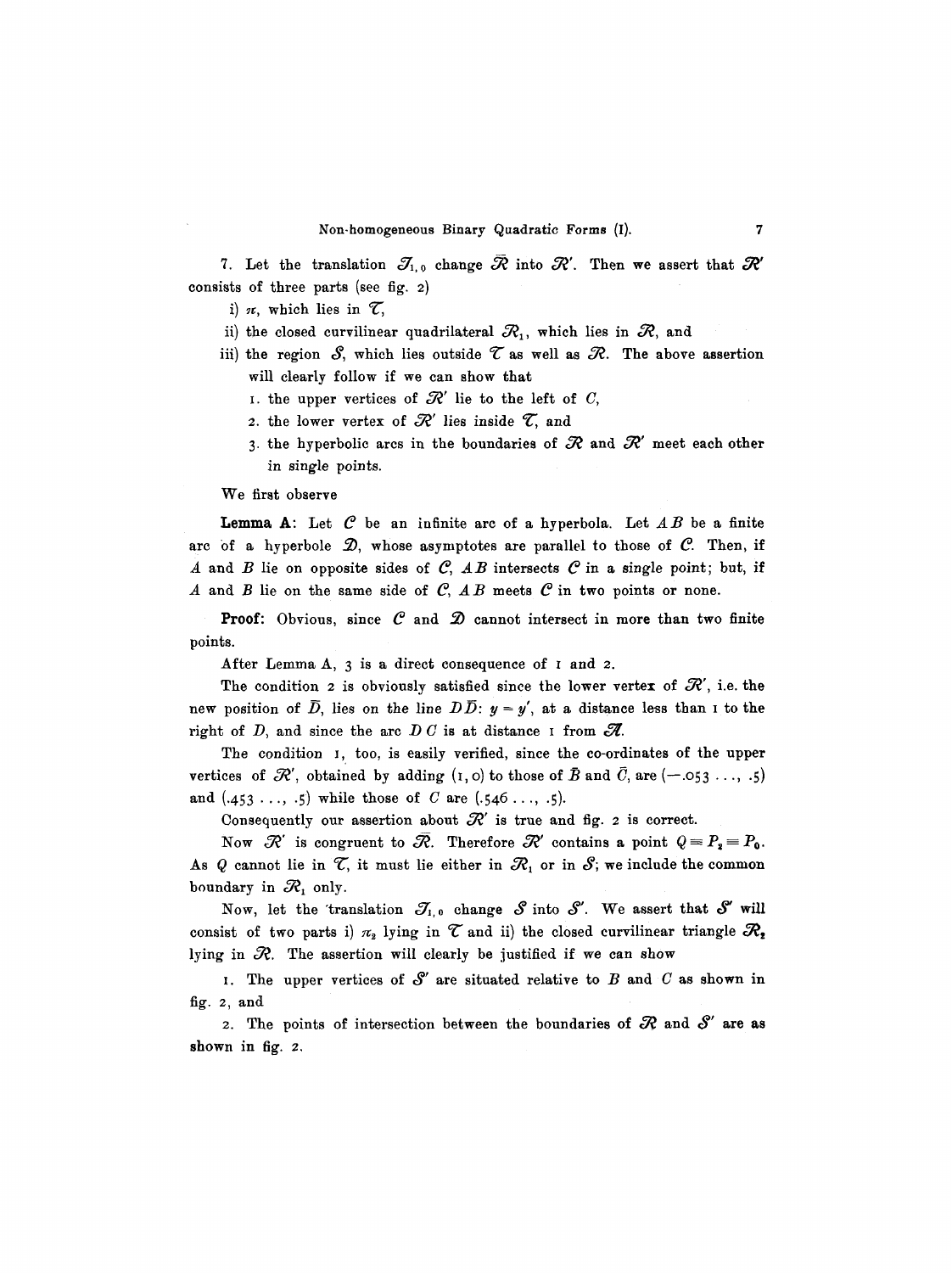7. Let the translation $\mathcal{T}_{1,0}$ change $\bar{\mathcal{R}}$ into $\mathcal{R}'$. Then we assert that $\mathcal{R}'$ consists of three parts (see fig. 2)

i) $\pi$, which lies in $\mathcal{T}$,

ii) the closed curvilinear quadrilateral $\mathcal{R}_1$, which lies in $\mathcal{R}$, and

iii) the region $\mathcal{S}$, which lies outside $\mathcal{T}$ as well as $\mathcal{R}$. The above assertion will clearly follow if we can show that

1. the upper vertices of $\mathcal{R}'$ lie to the left of $C$,
2. the lower vertex of $\mathcal{R}'$ lies inside $\mathcal{T}$, and
3. the hyperbolic arcs in the boundaries of $\mathcal{R}$ and $\mathcal{R}'$ meet each other in single points.

We first observe

**Lemma A**: Let $\mathcal{C}$ be an infinite arc of a hyperbola. Let $AB$ be a finite arc of a hyperbole $\mathcal{D}$, whose asymptotes are parallel to those of $\mathcal{C}$. Then, if $A$ and $B$ lie on opposite sides of $\mathcal{C}$, $AB$ intersects $\mathcal{C}$ in a single point; but, if $A$ and $B$ lie on the same side of $\mathcal{C}$, $AB$ meets $\mathcal{C}$ in two points or none.

**Proof:** Obvious, since $\mathcal{C}$ and $\mathcal{D}$ cannot intersect in more than two finite points.

After Lemma A, 3 is a direct consequence of 1 and 2.

The condition 2 is obviously satisfied since the lower vertex of $\mathcal{R}'$, i.e. the new position of $\bar{D}$, lies on the line $D\bar{D}$: $y = y'$, at a distance less than 1 to the right of $D$, and since the arc $DC$ is at distance 1 from $\mathcal{A}$.

The condition 1, too, is easily verified, since the co-ordinates of the upper vertices of $\mathcal{R}'$, obtained by adding $(1, 0)$ to those of $\bar{B}$ and $\bar{C}$, are $(-.053\ldots, .5)$ and $(.453\ldots, .5)$ while those of $C$ are $(.546\ldots, .5)$.

Consequently our assertion about $\mathcal{R}'$ is true and fig. 2 is correct.

Now $\mathcal{R}'$ is congruent to $\bar{\mathcal{R}}$. Therefore $\mathcal{R}'$ contains a point $Q \equiv P_2 \equiv P_0$. As $Q$ cannot lie in $\mathcal{T}$, it must lie either in $\mathcal{R}_1$ or in $\mathcal{S}$; we include the common boundary in $\mathcal{R}_1$ only.

Now, let the translation $\mathcal{T}_{1,0}$ change $\mathcal{S}$ into $\mathcal{S}'$. We assert that $\mathcal{S}'$ will consist of two parts i) $\pi_2$ lying in $\mathcal{T}$ and ii) the closed curvilinear triangle $\mathcal{R}_2$ lying in $\mathcal{R}$. The assertion will clearly be justified if we can show

1. The upper vertices of $\mathcal{S}'$ are situated relative to $B$ and $C$ as shown in fig. 2, and

2. The points of intersection between the boundaries of $\mathcal{R}$ and $\mathcal{S}'$ are as shown in fig. 2.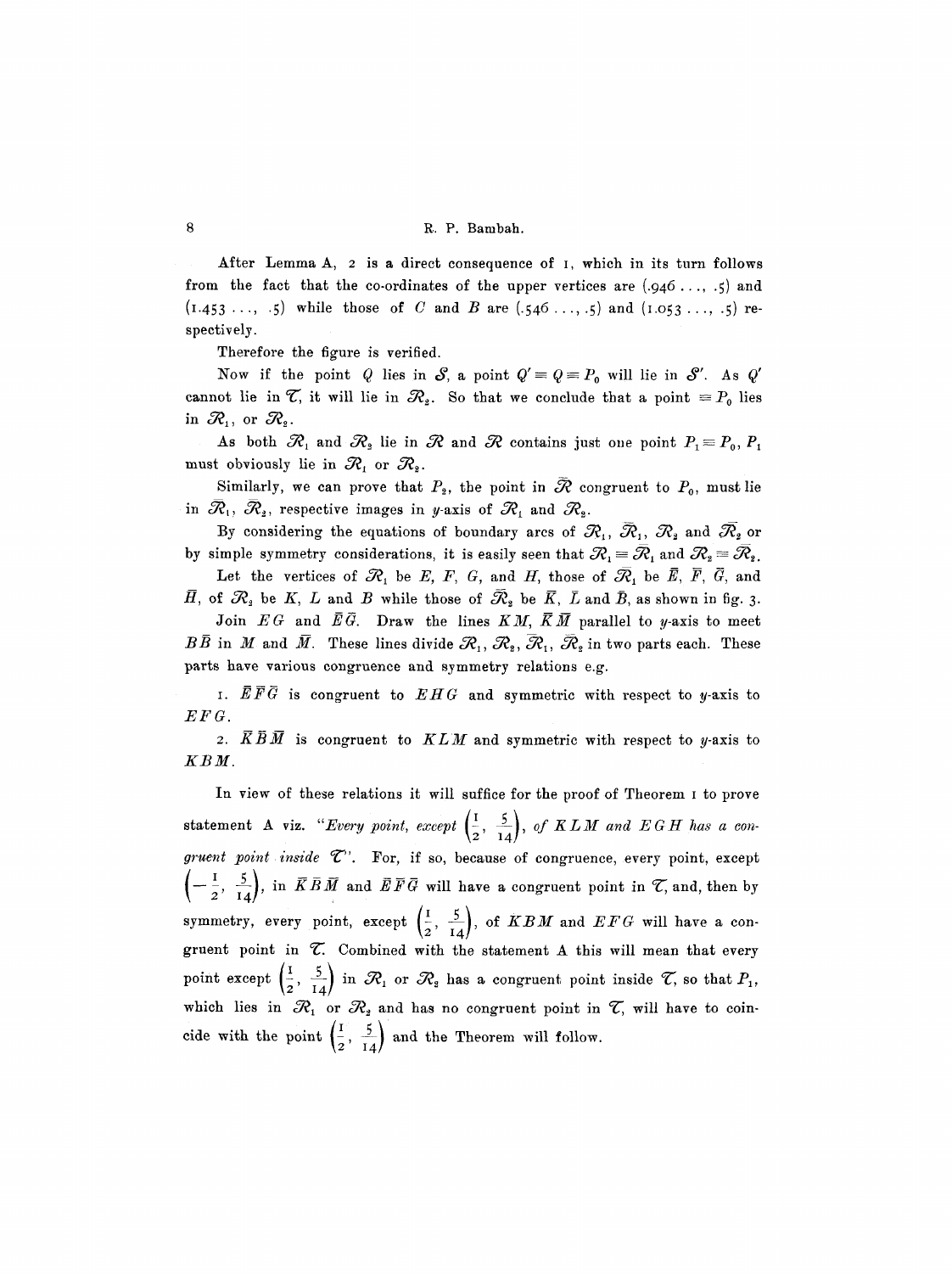After Lemma A, 2 is a direct consequence of 1, which in its turn follows from the fact that the co-ordinates of the upper vertices are $(.946\ldots, .5)$ and $(1.453\ldots, .5)$ while those of $C$ and $B$ are $(.546\ldots, .5)$ and $(1.053\ldots, .5)$ respectively.

Therefore the figure is verified.

Now if the point $Q$ lies in $\mathcal{S}$, a point $Q' \equiv Q \equiv P_0$ will lie in $\mathcal{S}'$. As $Q'$ cannot lie in $\mathcal{T}$, it will lie in $\mathcal{R}_2$. So that we conclude that a point $\equiv P_0$ lies in $\mathcal{R}_1$, or $\mathcal{R}_2$.

As both $\mathcal{R}_1$ and $\mathcal{R}_2$ lie in $\mathcal{R}$ and $\mathcal{R}$ contains just one point $P_1 \equiv P_0$, $P_1$ must obviously lie in $\mathcal{R}_1$ or $\mathcal{R}_2$.

Similarly, we can prove that $P_2$, the point in $\bar{\mathcal{R}}$ congruent to $P_0$, must lie in $\bar{\mathcal{R}}_1$, $\bar{\mathcal{R}}_2$, respective images in $y$-axis of $\mathcal{R}_1$ and $\mathcal{R}_2$.

By considering the equations of boundary arcs of $\mathcal{R}_1$, $\bar{\mathcal{R}}_1$, $\mathcal{R}_2$ and $\bar{\mathcal{R}}_2$ or by simple symmetry considerations, it is easily seen that $\mathcal{R}_1 \equiv \bar{\mathcal{R}}_1$ and $\mathcal{R}_2 \equiv \bar{\mathcal{R}}_2$.

Let the vertices of $\mathcal{R}_1$ be $E$, $F$, $G$, and $H$, those of $\bar{\mathcal{R}}_1$ be $\bar{E}$, $\bar{F}$, $\bar{G}$, and $\bar{H}$, of $\mathcal{R}_2$ be $K$, $L$ and $B$ while those of $\bar{\mathcal{R}}_2$ be $\bar{K}$, $\bar{L}$ and $\bar{B}$, as shown in fig. 3.

Join $EG$ and $\bar{E}\bar{G}$. Draw the lines $KM$, $\bar{K}\bar{M}$ parallel to $y$-axis to meet $B\bar{B}$ in $M$ and $\bar{M}$. These lines divide $\mathcal{R}_1$, $\mathcal{R}_2$, $\bar{\mathcal{R}}_1$, $\bar{\mathcal{R}}_2$ in two parts each. These parts have various congruence and symmetry relations e.g.

1. $\bar{E}\bar{F}\bar{G}$ is congruent to $EHG$ and symmetric with respect to $y$-axis to $EFG$.

2. $\bar{K}\bar{B}\bar{M}$ is congruent to $KLM$ and symmetric with respect to $y$-axis to $KBM$.

In view of these relations it will suffice for the proof of Theorem 1 to prove statement A viz. "*Every point, except* $\left(\frac{1}{2}, \frac{5}{14}\right)$, *of* $KLM$ *and* $EGH$ *has a congruent point inside* $\mathcal{T}$". For, if so, because of congruence, every point, except $\left(-\frac{1}{2}, \frac{5}{14}\right)$, in $\bar{K}\bar{B}\bar{M}$ and $\bar{E}\bar{F}\bar{G}$ will have a congruent point in $\mathcal{T}$, and, then by symmetry, every point, except $\left(\frac{1}{2}, \frac{5}{14}\right)$, of $KBM$ and $EFG$ will have a congruent point in $\mathcal{T}$. Combined with the statement A this will mean that every point except $\left(\frac{1}{2}, \frac{5}{14}\right)$ in $\mathcal{R}_1$ or $\mathcal{R}_2$ has a congruent point inside $\mathcal{T}$, so that $P_1$, which lies in $\mathcal{R}_1$ or $\mathcal{R}_2$ and has no congruent point in $\mathcal{T}$, will have to coincide with the point $\left(\frac{1}{2}, \frac{5}{14}\right)$ and the Theorem will follow.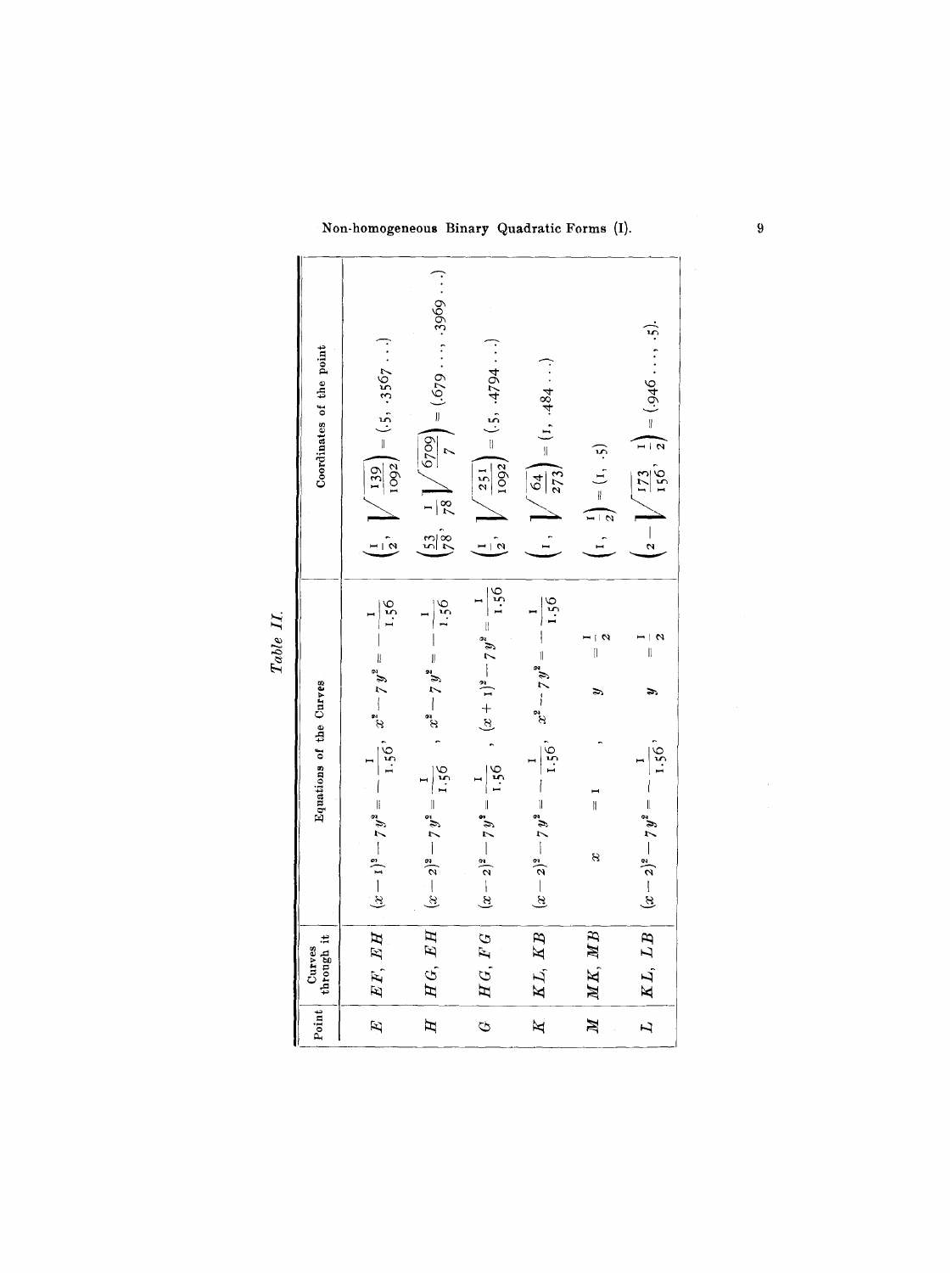*Table II.*

| Point | Curves through it | Equations of the Curves | Coordinates of the point |
|---|---|---|---|
| $E$ | $EF, EH$ | $(x-1)^2 - 7y^2 = -\frac{1}{1.56}$, $x^2 - 7y^2 = -\frac{1}{1.56}$ | $\left(\frac{1}{2}, \sqrt{\frac{139}{1092}}\right) = (.5, .3567\ldots)$ |
| $H$ | $HG, EH$ | $(x-2)^2 - 7y^2 = \frac{1}{1.56}$, $x^2 - 7y^2 = -\frac{1}{1.56}$ | $\left(\frac{53}{78}, \frac{1}{78}\sqrt{\frac{6709}{7}}\right) = (.679\ldots, .3969\ldots)$ |
| $G$ | $HG, FG$ | $(x-2)^2 - 7y^2 = \frac{1}{1.56}$, $(x+1)^2 - 7y^2 = \frac{1}{1.56}$ | $\left(\frac{1}{2}, \sqrt{\frac{251}{1092}}\right) = (.5, .4794\ldots)$ |
| $K$ | $KL, KB$ | $(x-2)^2 - 7y^2 = -\frac{1}{1.56}$, $x^2 - 7y^2 = -\frac{1}{1.56}$ | $\left(1, \sqrt{\frac{64}{273}}\right) = (1, .484\ldots)$ |
| $M$ | $MK, MB$ | $x = 1$, $y = \frac{1}{2}$ | $\left(1, \frac{1}{2}\right) = (1, .5)$ |
| $L$ | $KL, LB$ | $(x-2)^2 - 7y^2 = -\frac{1}{1.56}$, $y = \frac{1}{2}$ | $\left(2 - \sqrt{\frac{173}{156}}, \frac{1}{2}\right) = (.946\ldots, .5)$. |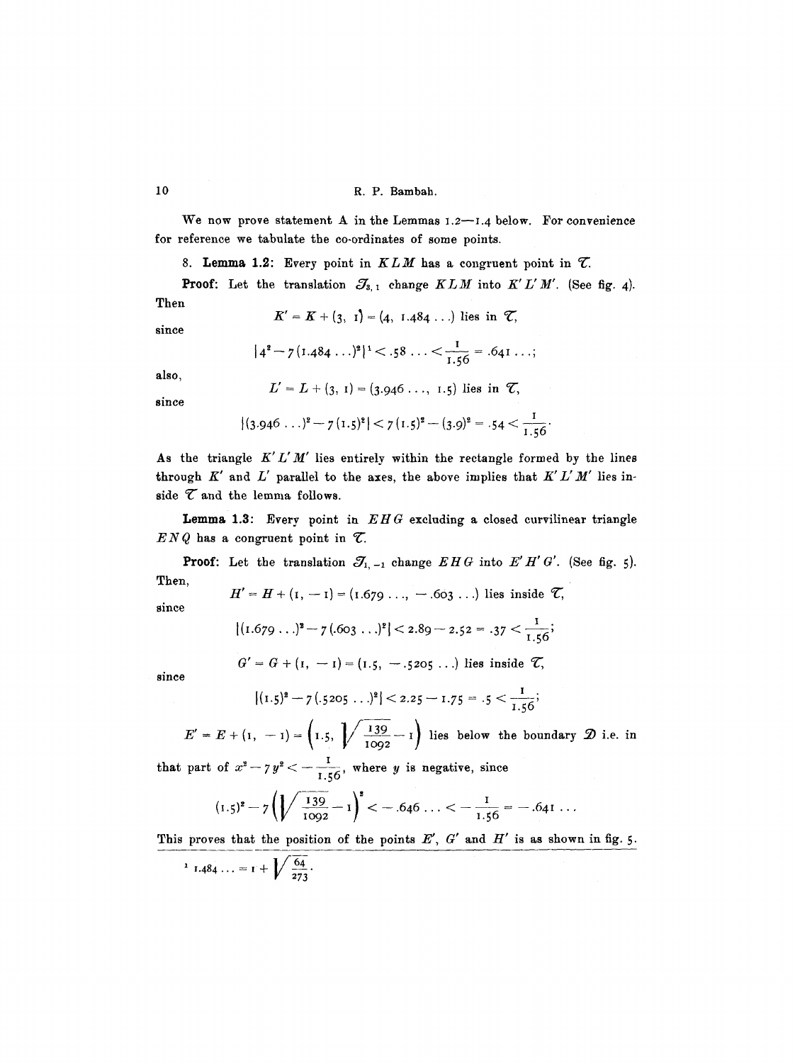We now prove statement A in the Lemmas 1.2—1.4 below. For convenience for reference we tabulate the co-ordinates of some points.

8. **Lemma 1.2:** Every point in $KLM$ has a congruent point in $\mathcal{T}$.

**Proof:** Let the translation $\mathcal{T}_{3,1}$ change $KLM$ into $K'L'M'$. (See fig. 4). Then

$$K' = K + (3, 1) = (4, 1.484\ldots)\text{[1]} \text{ lies in } \mathcal{T},$$

since

$$|4^2 - 7(1.484\ldots)^2| < .58\ldots < \frac{1}{1.56} = .641\ldots;$$

also,

$$L' = L + (3, 1) = (3.946\ldots, 1.5) \text{ lies in } \mathcal{T},$$

since

$$|(3.946\ldots)^2 - 7(1.5)^2| < 7(1.5)^2 - (3.9)^2 = .54 < \frac{1}{1.56}.$$

As the triangle $K'L'M'$ lies entirely within the rectangle formed by the lines through $K'$ and $L'$ parallel to the axes, the above implies that $K'L'M'$ lies inside $\mathcal{T}$ and the lemma follows.

**Lemma 1.3:** Every point in $EHG$ excluding a closed curvilinear triangle $ENQ$ has a congruent point in $\mathcal{T}$.

**Proof:** Let the translation $\mathcal{T}_{1,-1}$ change $EHG$ into $E'H'G'$. (See fig. 5). Then,

$$H' = H + (1, -1) = (1.679\ldots, -.603\ldots) \text{ lies inside } \mathcal{T},$$

since

$$|(1.679\ldots)^2 - 7(.603\ldots)^2| < 2.89 - 2.52 = .37 < \frac{1}{1.56};$$

$$G' = G + (1, -1) = (1.5, -.5205\ldots) \text{ lies inside } \mathcal{T},$$

since

$$|(1.5)^2 - 7(.5205\ldots)^2| < 2.25 - 1.75 = .5 < \frac{1}{1.56};$$

$E' = E + (1, -1) = \left(1.5, \sqrt{\frac{139}{1092}} - 1\right)$ lies below the boundary $\mathcal{D}$ i.e. in that part of $x^2 - 7y^2 < -\frac{1}{1.56}$, where $y$ is negative, since

$$(1.5)^2 - 7\left(\sqrt{\frac{139}{1092}} - 1\right)^2 < -.646\ldots < -\frac{1}{1.56} = -.641\ldots$$

This proves that the position of the points $E'$, $G'$ and $H'$ is as shown in fig. 5.

---

[1] $1.484\ldots = 1 + \sqrt{\frac{64}{273}}$.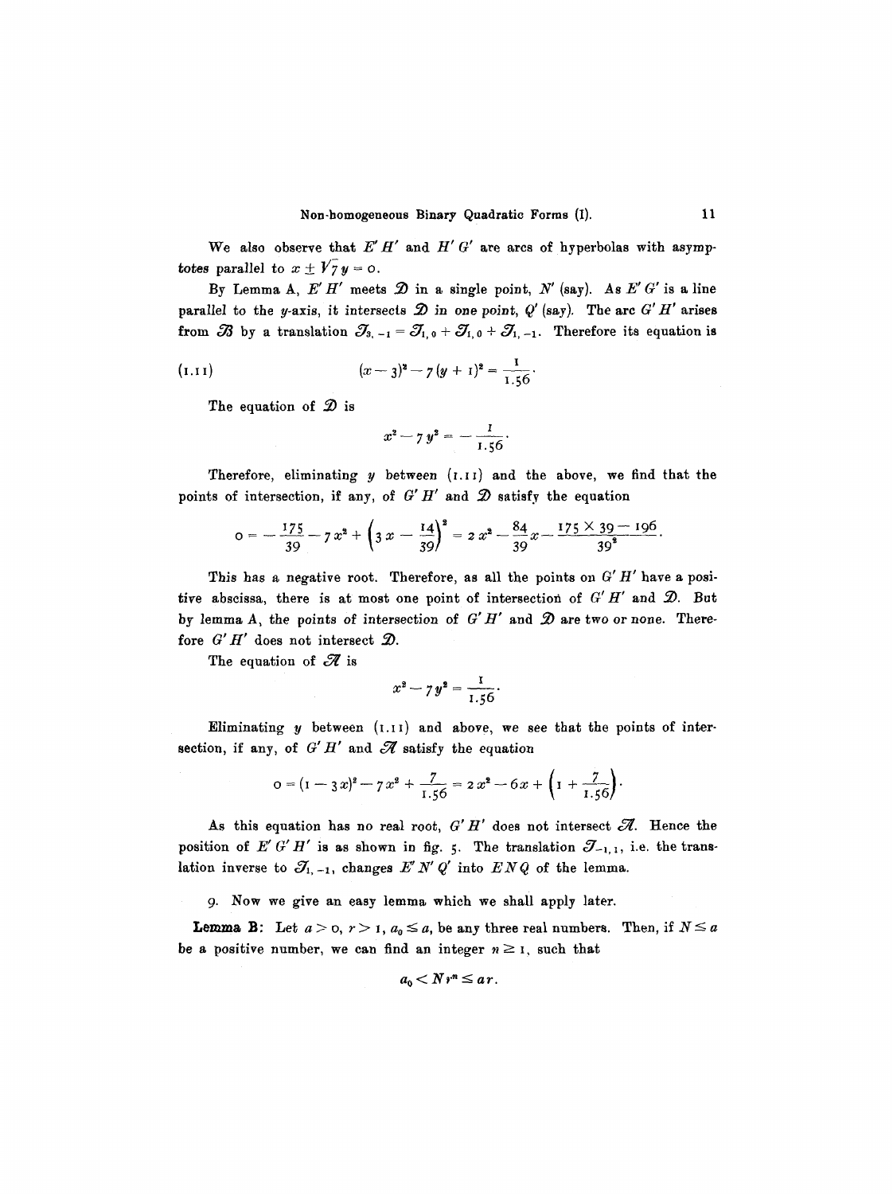We also observe that $E'H'$ and $H'G'$ are arcs of hyperbolas with asymptotes parallel to $x \pm \sqrt{7}\, y = 0$.

By Lemma A, $E'H'$ meets $\mathcal{D}$ in a single point, $N'$ (say). As $E'G'$ is a line parallel to the $y$-axis, it intersects $\mathcal{D}$ in one point, $Q'$ (say). The arc $G'H'$ arises from $\mathcal{B}$ by a translation $\mathcal{T}_{3,-1} = \mathcal{T}_{1,0} + \mathcal{T}_{1,0} + \mathcal{T}_{1,-1}$. Therefore its equation is

$$(x-3)^2 - 7(y+1)^2 = \frac{1}{1.56}. \tag{1.11}$$

The equation of $\mathcal{D}$ is

$$x^2 - 7y^2 = -\frac{1}{1.56}.$$

Therefore, eliminating $y$ between (1.11) and the above, we find that the points of intersection, if any, of $G'H'$ and $\mathcal{D}$ satisfy the equation

$$0 = -\frac{175}{39} - 7x^2 + \left(3x - \frac{14}{39}\right)^2 = 2x^2 - \frac{84}{39}x - \frac{175 \times 39 - 196}{39^2}.$$

This has a negative root. Therefore, as all the points on $G'H'$ have a positive abscissa, there is at most one point of intersection of $G'H'$ and $\mathcal{D}$. But by lemma A, the points of intersection of $G'H'$ and $\mathcal{D}$ are two or none. Therefore $G'H'$ does not intersect $\mathcal{D}$.

The equation of $\mathcal{A}$ is

$$x^2 - 7y^2 = \frac{1}{1.56}.$$

Eliminating $y$ between (1.11) and above, we see that the points of intersection, if any, of $G'H'$ and $\mathcal{A}$ satisfy the equation

$$0 = (1-3x)^2 - 7x^2 + \frac{7}{1.56} = 2x^2 - 6x + \left(1 + \frac{7}{1.56}\right).$$

As this equation has no real root, $G'H'$ does not intersect $\mathcal{A}$. Hence the position of $E'G'H'$ is as shown in fig. 5. The translation $\mathcal{T}_{-1,1}$, i.e. the translation inverse to $\mathcal{T}_{1,-1}$, changes $E'N'Q'$ into $ENQ$ of the lemma.

9. Now we give an easy lemma which we shall apply later.

**Lemma B:** Let $a > 0$, $r > 1$, $a_0 \leq a$, be any three real numbers. Then, if $N \leq a$ be a positive number, we can find an integer $n \geq 1$, such that

$$a_0 < N r^n \leq a r.$$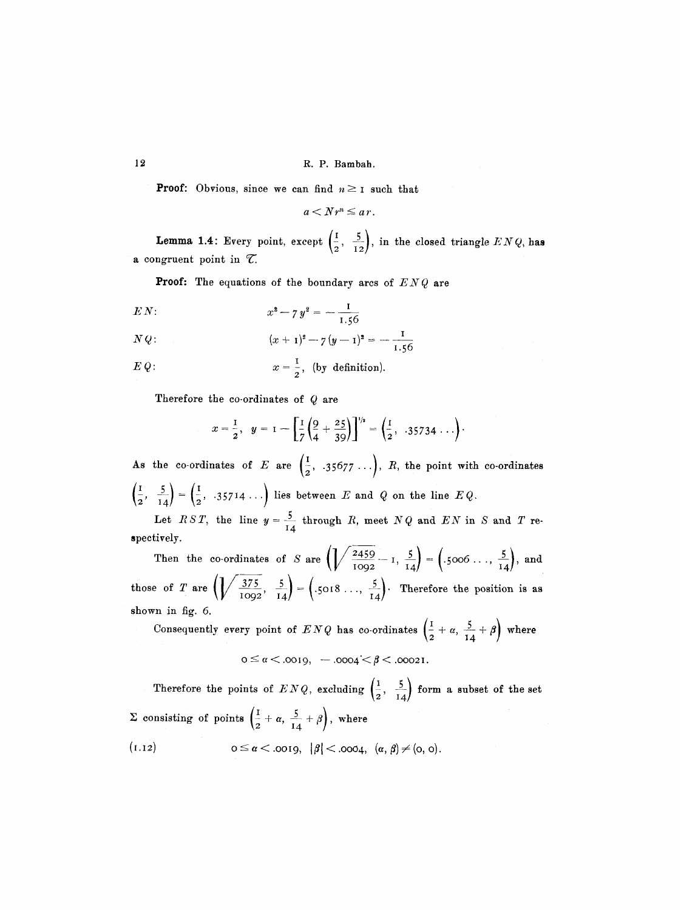**Proof:** Obvious, since we can find $n \geq 1$ such that

$$a < N r^n \leq a r.$$

**Lemma 1.4**: Every point, except $\left(\frac{1}{2}, \frac{5}{12}\right)$, in the closed triangle $ENQ$, has a congruent point in $\mathcal{T}$.

**Proof:** The equations of the boundary arcs of $ENQ$ are

$EN$: $$x^2 - 7y^2 = -\frac{1}{1.56}$$

$NQ$: $$(x+1)^2 - 7(y-1)^2 = -\frac{1}{1.56}$$

$EQ$: $$x = \frac{1}{2}, \text{ (by definition).}$$

Therefore the co-ordinates of $Q$ are

$$x = \frac{1}{2},\ y = 1 - \left[\frac{1}{7}\left(\frac{9}{4} + \frac{25}{39}\right)\right]^{1/2} = \left(\frac{1}{2}, .35734\ldots\right).$$

As the co-ordinates of $E$ are $\left(\frac{1}{2}, .35677\ldots\right)$, $R$, the point with co-ordinates $\left(\frac{1}{2}, \frac{5}{14}\right) = \left(\frac{1}{2}, .35714\ldots\right)$ lies between $E$ and $Q$ on the line $EQ$.

Let $RST$, the line $y = \frac{5}{14}$ through $R$, meet $NQ$ and $EN$ in $S$ and $T$ respectively.

Then the co-ordinates of $S$ are $\left(\sqrt{\frac{2459}{1092}} - 1, \frac{5}{14}\right) = \left(.5006\ldots, \frac{5}{14}\right)$, and those of $T$ are $\left(\sqrt{\frac{375}{1092}}, \frac{5}{14}\right) = \left(.5018\ldots, \frac{5}{14}\right)$. Therefore the position is as shown in fig. 6.

Consequently every point of $ENQ$ has co-ordinates $\left(\frac{1}{2} + \alpha, \frac{5}{14} + \beta\right)$ where

$$0 \leq \alpha < .0019, \quad -.0004 < \beta < .00021.$$

Therefore the points of $ENQ$, excluding $\left(\frac{1}{2}, \frac{5}{14}\right)$ form a subset of the set $\Sigma$ consisting of points $\left(\frac{1}{2} + \alpha, \frac{5}{14} + \beta\right)$, where

$$0 \leq \alpha < .0019, \quad |\beta| < .0004, \quad (\alpha, \beta) \neq (0, 0). \tag{1.12}$$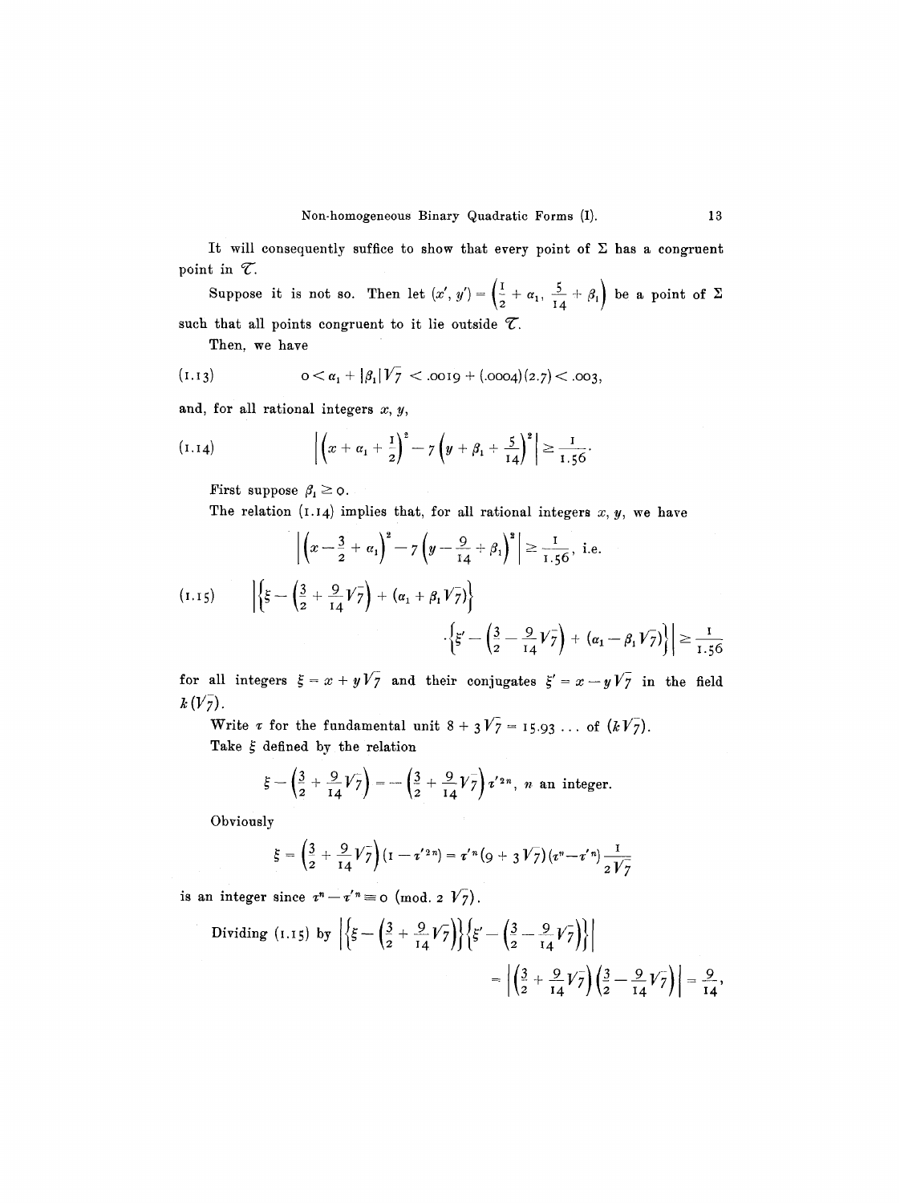It will consequently suffice to show that every point of $\Sigma$ has a congruent point in $\mathcal{C}$.

Suppose it is not so. Then let $(x', y') = \left(\frac{1}{2} + \alpha_1, \frac{5}{14} + \beta_1\right)$ be a point of $\Sigma$ such that all points congruent to it lie outside $\mathcal{C}$.

Then, we have

$$(1.13) \qquad 0 < \alpha_1 + |\beta_1| \sqrt{7} < .0019 + (.0004)(2.7) < .003,$$

and, for all rational integers $x, y$,

$$(1.14) \qquad \left| \left(x + \alpha_1 + \frac{1}{2}\right)^2 - 7\left(y + \beta_1 + \frac{5}{14}\right)^2 \right| \geq \frac{1}{1.56}.$$

First suppose $\beta_1 \geq 0$.

The relation (1.14) implies that, for all rational integers $x, y$, we have

$$\left| \left(x - \frac{3}{2} + \alpha_1\right)^2 - 7\left(y - \frac{9}{14} + \beta_1\right)^2 \right| \geq \frac{1}{1.56}, \text{ i.e.}$$

$$(1.15) \qquad \left| \left\{ \xi - \left(\frac{3}{2} + \frac{9}{14}\sqrt{7}\right) + (\alpha_1 + \beta_1 \sqrt{7}) \right\} \cdot \left\{ \xi' - \left(\frac{3}{2} - \frac{9}{14}\sqrt{7}\right) + (\alpha_1 - \beta_1 \sqrt{7}) \right\} \right| \geq \frac{1}{1.56}$$

for all integers $\xi = x + y\sqrt{7}$ and their conjugates $\xi' = x - y\sqrt{7}$ in the field $k(\sqrt{7})$.

Write $\tau$ for the fundamental unit $8 + 3\sqrt{7} = 15.93 \ldots$ of $(k\sqrt{7})$.

Take $\xi$ defined by the relation

$$\xi - \left(\frac{3}{2} + \frac{9}{14}\sqrt{7}\right) = -\left(\frac{3}{2} + \frac{9}{14}\sqrt{7}\right)\tau'^{2n}, \; n \text{ an integer.}$$

Obviously

$$\xi = \left(\frac{3}{2} + \frac{9}{14}\sqrt{7}\right)(1 - \tau'^{2n}) = \tau'^n (9 + 3\sqrt{7})(\tau^n - \tau'^n)\frac{1}{2\sqrt{7}}$$

is an integer since $\tau^n - \tau'^n \equiv 0 \pmod{2\sqrt{7}}$.

Dividing (1.15) by $\left| \left\{ \xi - \left(\frac{3}{2} + \frac{9}{14}\sqrt{7}\right) \right\} \left\{ \xi' - \left(\frac{3}{2} - \frac{9}{14}\sqrt{7}\right) \right\} \right|$

$$= \left| \left(\frac{3}{2} + \frac{9}{14}\sqrt{7}\right)\left(\frac{3}{2} - \frac{9}{14}\sqrt{7}\right) \right| = \frac{9}{14},$$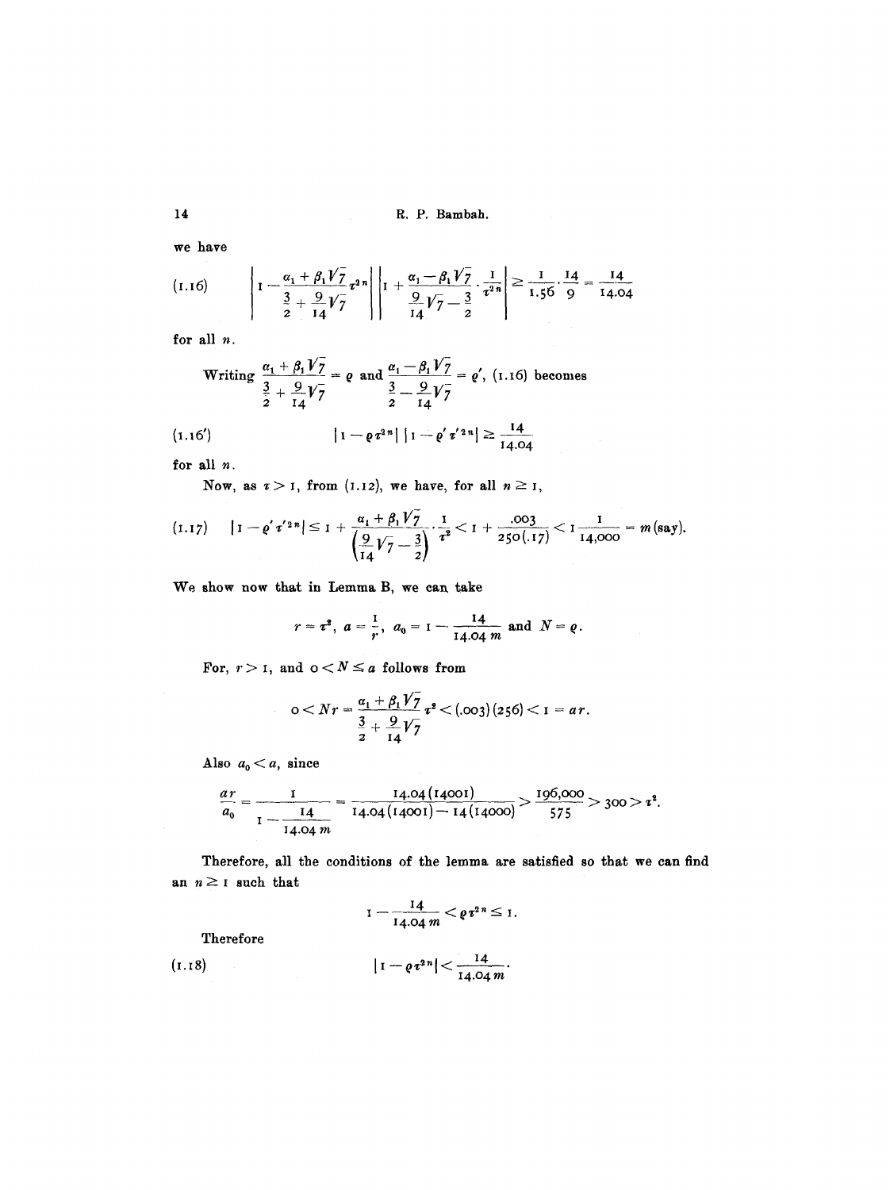we have

$$\left|1 - \frac{\alpha_1 + \beta_1\sqrt{7}}{\frac{3}{2} + \frac{9}{14}\sqrt{7}}\tau^{2n}\right| \left|1 + \frac{\alpha_1 - \beta_1\sqrt{7}}{\frac{9}{14}\sqrt{7} - \frac{3}{2}} \cdot \frac{1}{\tau^{2n}}\right| \geq \frac{1}{1.56} \cdot \frac{14}{9} = \frac{14}{14.04} \tag{1.16}$$

for all $n$.

Writing $\dfrac{\alpha_1 + \beta_1\sqrt{7}}{\frac{3}{2} + \frac{9}{14}\sqrt{7}} = \varrho$ and $\dfrac{\alpha_1 - \beta_1\sqrt{7}}{\frac{3}{2} - \frac{9}{14}\sqrt{7}} = \varrho'$, (1.16) becomes

$$|1 - \varrho\tau^{2n}|\,|1 - \varrho'\tau'^{2n}| \geq \frac{14}{14.04} \tag{1.16'}$$

for all $n$.

Now, as $\tau > 1$, from (1.12), we have, for all $n \geq 1$,

$$|1 - \varrho'\tau'^{2n}| \leq 1 + \frac{\alpha_1 + \beta_1\sqrt{7}}{\left(\frac{9}{14}\sqrt{7} - \frac{3}{2}\right)} \cdot \frac{1}{\tau^2} < 1 + \frac{.003}{250(.17)} < 1\frac{1}{14{,}000} = m \text{ (say)}. \tag{1.17}$$

We show now that in Lemma B, we can take

$$r = \tau^2,\ a = \frac{1}{r},\ a_0 = 1 - \frac{14}{14.04\,m} \text{ and } N = \varrho.$$

For, $r > 1$, and $0 < N \leq a$ follows from

$$0 < Nr = \frac{\alpha_1 + \beta_1\sqrt{7}}{\frac{3}{2} + \frac{9}{14}\sqrt{7}}\tau^2 < (.003)(256) < 1 = ar.$$

Also $a_0 < a$, since

$$\frac{ar}{a_0} = \frac{1}{1 - \frac{14}{14.04\,m}} = \frac{14.04(14001)}{14.04(14001) - 14(14000)} > \frac{196{,}000}{575} > 300 > \tau^2.$$

Therefore, all the conditions of the lemma are satisfied so that we can find an $n \geq 1$ such that

$$1 - \frac{14}{14.04\,m} < \varrho\tau^{2n} \leq 1.$$

Therefore

$$|1 - \varrho\tau^{2n}| < \frac{14}{14.04\,m}. \tag{1.18}$$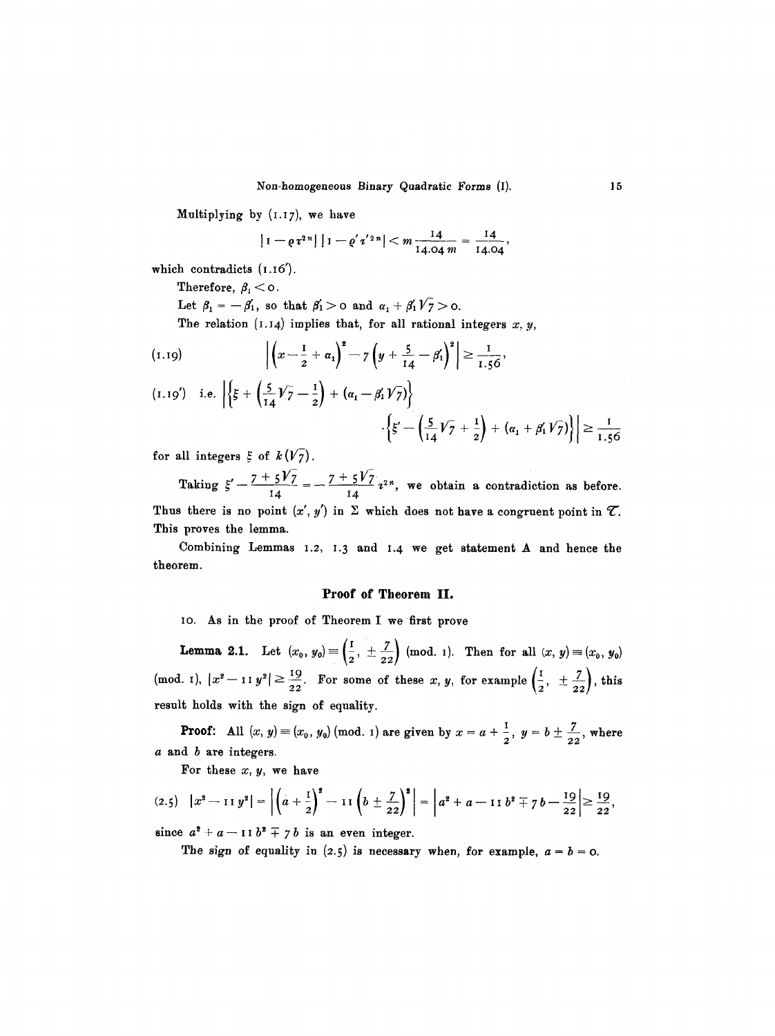Multiplying by (1.17), we have

$$|1-\varrho\tau^{2n}|\,|1-\varrho'\tau'^{2n}| < m\frac{14}{14.04\,m} = \frac{14}{14.04},$$

which contradicts (1.16').

Therefore, $\beta_1 < 0$.

Let $\beta_1 = -\beta_1'$, so that $\beta_1' > 0$ and $\alpha_1 + \beta_1'\sqrt{7} > 0$.

The relation (1.14) implies that, for all rational integers $x, y$,

$$\left|\left(x-\frac{1}{2}+\alpha_1\right)^2 - 7\left(y+\frac{5}{14}-\beta_1'\right)^2\right| \geq \frac{1}{1.56}, \tag{1.19}$$

$$\text{i.e.}\ \left|\left\{\xi + \left(\frac{5}{14}\sqrt{7}-\frac{1}{2}\right) + (\alpha_1 - \beta_1'\sqrt{7})\right\} \cdot \left\{\xi' - \left(\frac{5}{14}\sqrt{7}+\frac{1}{2}\right) + (\alpha_1 + \beta_1'\sqrt{7})\right\}\right| \geq \frac{1}{1.56} \tag{1.19'}$$

for all integers $\xi$ of $k(\sqrt{7})$.

Taking $\xi' - \frac{7+5\sqrt{7}}{14} = -\frac{7+5\sqrt{7}}{14}\tau^{2n}$, we obtain a contradiction as before. Thus there is no point $(x', y')$ in $\Sigma$ which does not have a congruent point in $\mathcal{T}$. This proves the lemma.

Combining Lemmas 1.2, 1.3 and 1.4 we get statement A and hence the theorem.

## Proof of Theorem II.

10. As in the proof of Theorem I we first prove

**Lemma 2.1.** Let $(x_0, y_0) \equiv \left(\frac{1}{2}, \pm\frac{7}{22}\right)$ (mod. 1). Then for all $(x, y) \equiv (x_0, y_0)$ (mod. 1), $|x^2 - 11y^2| \geq \frac{19}{22}$. For some of these $x, y$, for example $\left(\frac{1}{2}, \pm\frac{7}{22}\right)$, this result holds with the sign of equality.

**Proof:** All $(x, y) \equiv (x_0, y_0)$ (mod. 1) are given by $x = a + \frac{1}{2}$, $y = b \pm \frac{7}{22}$, where $a$ and $b$ are integers.

For these $x, y$, we have

$$|x^2 - 11y^2| = \left|\left(a+\frac{1}{2}\right)^2 - 11\left(b \pm \frac{7}{22}\right)^2\right| = \left|a^2 + a - 11b^2 \mp 7b - \frac{19}{22}\right| \geq \frac{19}{22}, \tag{2.5}$$

since $a^2 + a - 11b^2 \mp 7b$ is an even integer.

The sign of equality in (2.5) is necessary when, for example, $a = b = 0$.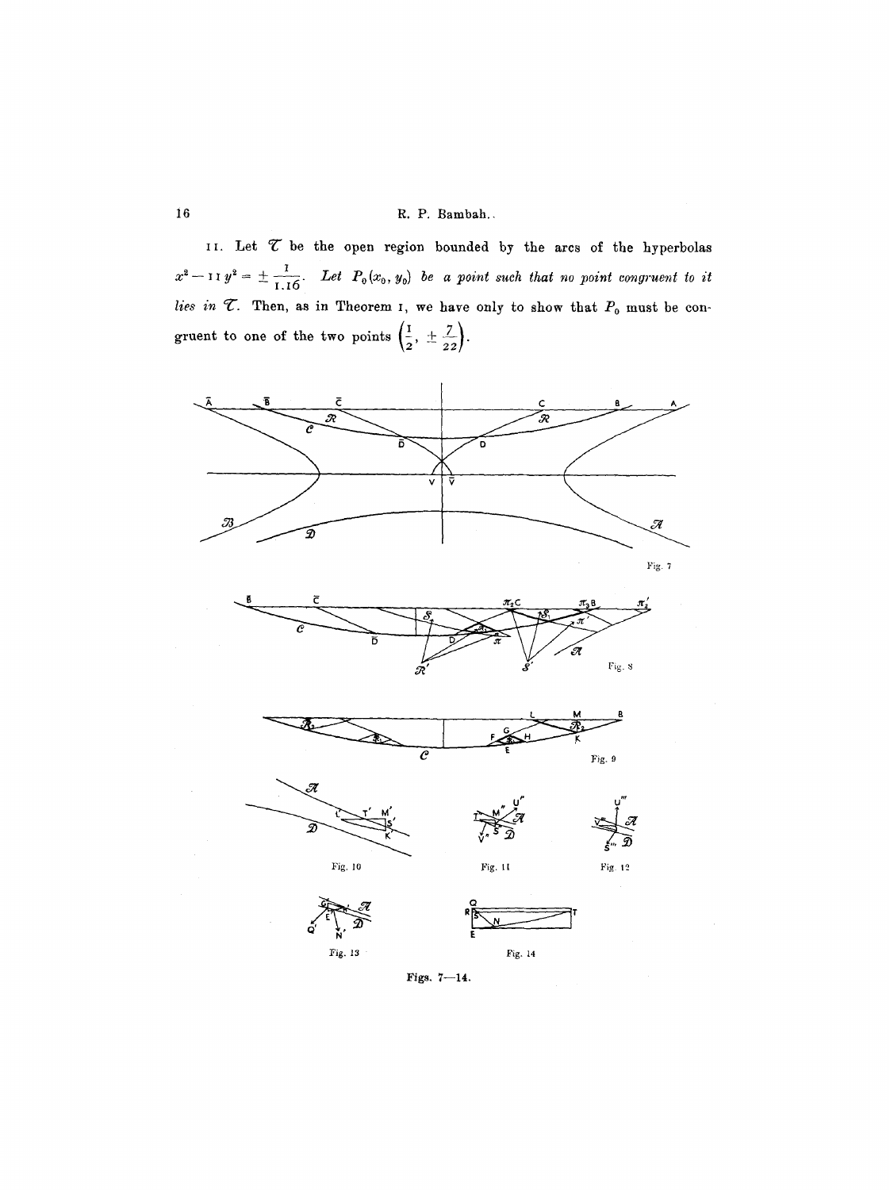11. Let $\mathcal{T}$ be the open region bounded by the arcs of the hyperbolas $x^2 - 11y^2 = \pm \frac{1}{1.16}$. *Let $P_0(x_0, y_0)$ be a point such that no point congruent to it lies in $\mathcal{T}$.* Then, as in Theorem 1, we have only to show that $P_0$ must be congruent to one of the two points $\left(\frac{1}{2}, \pm \frac{7}{22}\right)$.

Fig. 7

Fig. 8

Fig. 9

Fig. 10

Fig. 11

Fig. 12

Fig. 13

Fig. 14

Figs. 7—14.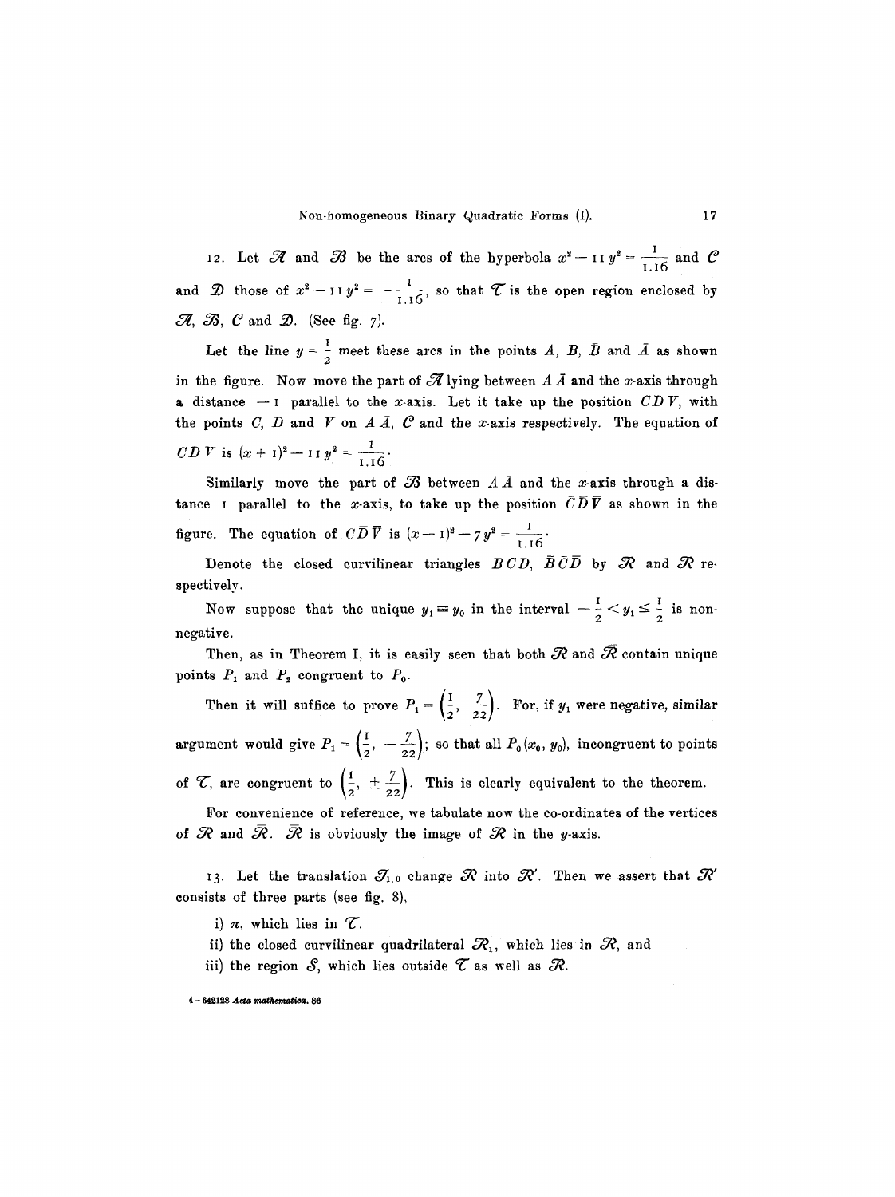12. Let $\mathcal{A}$ and $\mathcal{B}$ be the arcs of the hyperbola $x^2 - 11y^2 = \frac{1}{1.16}$ and $\mathcal{C}$ and $\mathcal{D}$ those of $x^2 - 11y^2 = -\frac{1}{1.16}$, so that $\mathcal{T}$ is the open region enclosed by $\mathcal{A}$, $\mathcal{B}$, $\mathcal{C}$ and $\mathcal{D}$. (See fig. 7).

Let the line $y = \frac{1}{2}$ meet these arcs in the points $A$, $B$, $\bar{B}$ and $\bar{A}$ as shown in the figure. Now move the part of $\mathcal{A}$ lying between $A\bar{A}$ and the $x$-axis through a distance $-1$ parallel to the $x$-axis. Let it take up the position $CDV$, with the points $C$, $D$ and $V$ on $A\bar{A}$, $\mathcal{C}$ and the $x$-axis respectively. The equation of $CDV$ is $(x+1)^2 - 11y^2 = \frac{1}{1.16}$.

Similarly move the part of $\mathcal{B}$ between $A\bar{A}$ and the $x$-axis through a distance 1 parallel to the $x$-axis, to take up the position $\bar{C}\bar{D}\bar{V}$ as shown in the figure. The equation of $\bar{C}\bar{D}\bar{V}$ is $(x-1)^2 - 7y^2 = \frac{1}{1.16}$.

Denote the closed curvilinear triangles $BCD$, $\bar{B}\bar{C}\bar{D}$ by $\mathcal{R}$ and $\bar{\mathcal{R}}$ respectively.

Now suppose that the unique $y_1 \equiv y_0$ in the interval $-\frac{1}{2} < y_1 \leq \frac{1}{2}$ is non-negative.

Then, as in Theorem I, it is easily seen that both $\mathcal{R}$ and $\bar{\mathcal{R}}$ contain unique points $P_1$ and $P_2$ congruent to $P_0$.

Then it will suffice to prove $P_1 = \left(\frac{1}{2}, \frac{7}{22}\right)$. For, if $y_1$ were negative, similar argument would give $P_1 = \left(\frac{1}{2}, -\frac{7}{22}\right)$; so that all $P_0(x_0, y_0)$, incongruent to points of $\mathcal{T}$, are congruent to $\left(\frac{1}{2}, \pm\frac{7}{22}\right)$. This is clearly equivalent to the theorem.

For convenience of reference, we tabulate now the co-ordinates of the vertices of $\mathcal{R}$ and $\bar{\mathcal{R}}$. $\bar{\mathcal{R}}$ is obviously the image of $\mathcal{R}$ in the $y$-axis.

13. Let the translation $\mathcal{T}_{1,0}$ change $\bar{\mathcal{R}}$ into $\mathcal{R}'$. Then we assert that $\mathcal{R}'$ consists of three parts (see fig. 8),

i) $\pi$, which lies in $\mathcal{T}$,

ii) the closed curvilinear quadrilateral $\mathcal{R}_1$, which lies in $\mathcal{R}$, and

iii) the region $\mathcal{S}$, which lies outside $\mathcal{T}$ as well as $\mathcal{R}$.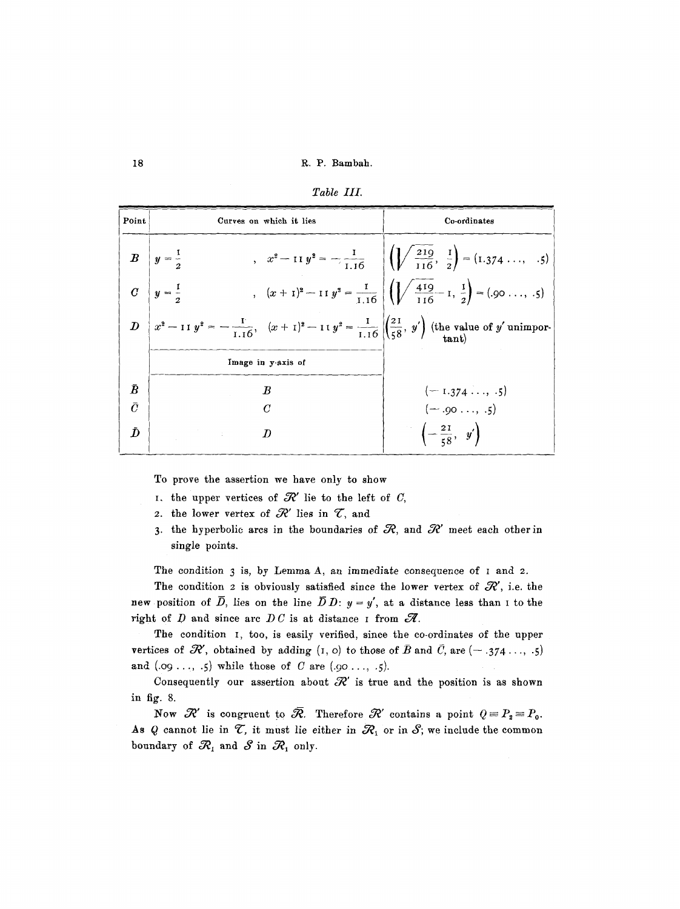*Table III.*

| Point | Curves on which it lies | Co-ordinates |
|---|---|---|
| $B$ | $y = \frac{1}{2}$ , $x^2 - 11\, y^2 = -\frac{1}{1.16}$ | $\left(\sqrt{\frac{219}{116}}, \frac{1}{2}\right) = (1.374\ldots, \ .5)$ |
| $C$ | $y = \frac{1}{2}$ , $(x+1)^2 - 11\, y^2 = \frac{1}{1.16}$ | $\left(\sqrt{\frac{419}{116}} - 1, \frac{1}{2}\right) = (.90\ldots, \ .5)$ |
| $D$ | $x^2 - 11\, y^2 = -\frac{1}{1.16}$, $(x+1)^2 - 11\, y^2 = \frac{1}{1.16}$ | $\left(\frac{21}{58}, y'\right)$ (the value of $y'$ unimportant) |
| | Image in y-axis of | |
| $\bar{B}$ | $B$ | $(-1.374\ldots, \ .5)$ |
| $\bar{C}$ | $C$ | $(-.90\ldots, \ .5)$ |
| $\bar{D}$ | $D$ | $\left(-\frac{21}{58}, y'\right)$ |

To prove the assertion we have only to show

1. the upper vertices of $\mathcal{R}'$ lie to the left of $C$,
2. the lower vertex of $\mathcal{R}'$ lies in $\mathcal{T}$, and
3. the hyperbolic arcs in the boundaries of $\mathcal{R}$, and $\mathcal{R}'$ meet each other in single points.

The condition 3 is, by Lemma A, an immediate consequence of 1 and 2.

The condition 2 is obviously satisfied since the lower vertex of $\mathcal{R}'$, i.e. the new position of $\bar{D}$, lies on the line $\bar{D}D$: $y = y'$, at a distance less than 1 to the right of $D$ and since arc $DC$ is at distance 1 from $\mathcal{A}$.

The condition 1, too, is easily verified, since the co-ordinates of the upper vertices of $\mathcal{R}'$, obtained by adding $(1, 0)$ to those of $\bar{B}$ and $\bar{C}$, are $(-.374\ldots, .5)$ and $(.09\ldots, .5)$ while those of $C$ are $(.90\ldots, .5)$.

Consequently our assertion about $\mathcal{R}'$ is true and the position is as shown in fig. 8.

Now $\mathcal{R}'$ is congruent to $\bar{\mathcal{R}}$. Therefore $\mathcal{R}'$ contains a point $Q \equiv P_2 \equiv P_0$. As $Q$ cannot lie in $\mathcal{T}$, it must lie either in $\mathcal{R}_1$ or in $\mathcal{S}$; we include the common boundary of $\mathcal{R}_1$ and $\mathcal{S}$ in $\mathcal{R}_1$ only.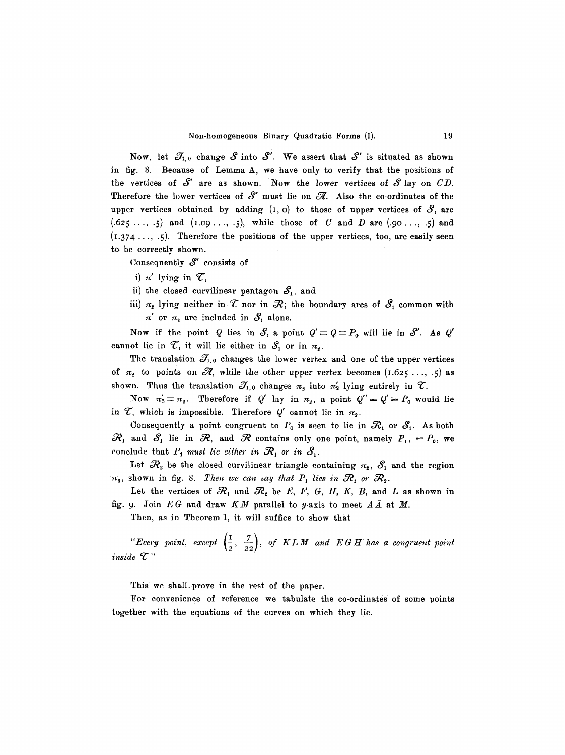Now, let $\mathcal{T}_{1,0}$ change $\mathcal{S}$ into $\mathcal{S}'$. We assert that $\mathcal{S}'$ is situated as shown in fig. 8. Because of Lemma A, we have only to verify that the positions of the vertices of $\mathcal{S}'$ are as shown. Now the lower vertices of $\mathcal{S}$ lay on $CD$. Therefore the lower vertices of $\mathcal{S}'$ must lie on $\mathcal{A}$. Also the co-ordinates of the upper vertices obtained by adding $(1, 0)$ to those of upper vertices of $\mathcal{S}$, are $(.625\ldots, .5)$ and $(1.09\ldots, .5)$, while those of $C$ and $D$ are $(.90\ldots, .5)$ and $(1.374\ldots, .5)$. Therefore the positions of the upper vertices, too, are easily seen to be correctly shown.

Consequently $\mathcal{S}'$ consists of

i) $\pi'$ lying in $\mathcal{T}$,

ii) the closed curvilinear pentagon $\mathcal{S}_1$, and

iii) $\pi_2$ lying neither in $\mathcal{T}$ nor in $\mathcal{R}$; the boundary arcs of $\mathcal{S}_1$ common with $\pi'$ or $\pi_2$ are included in $\mathcal{S}_1$ alone.

Now if the point $Q$ lies in $\mathcal{S}$, a point $Q' \equiv Q \equiv P_0$ will lie in $\mathcal{S}'$. As $Q'$ cannot lie in $\mathcal{T}$, it will lie either in $\mathcal{S}_1$ or in $\pi_2$.

The translation $\mathcal{T}_{1,0}$ changes the lower vertex and one of the upper vertices of $\pi_2$ to points on $\mathcal{A}$, while the other upper vertex becomes $(1.625\ldots, .5)$ as shown. Thus the translation $\mathcal{T}_{1,0}$ changes $\pi_2$ into $\pi_2'$ lying entirely in $\mathcal{T}$.

Now $\pi_2' \equiv \pi_2$. Therefore if $Q'$ lay in $\pi_2$, a point $Q'' \equiv Q' \equiv P_0$ would lie in $\mathcal{T}$, which is impossible. Therefore $Q'$ cannot lie in $\pi_2$.

Consequently a point congruent to $P_0$ is seen to lie in $\mathcal{R}_1$ or $\mathcal{S}_1$. As both $\mathcal{R}_1$ and $\mathcal{S}_1$ lie in $\mathcal{R}$, and $\mathcal{R}$ contains only one point, namely $P_1$, $\equiv P_0$, we conclude that *$P_1$ must lie either in $\mathcal{R}_1$ or in $\mathcal{S}_1$.*

Let $\mathcal{R}_2$ be the closed curvilinear triangle containing $\pi_2$, $\mathcal{S}_1$ and the region $\pi_3$, shown in fig. 8. *Then we can say that $P_1$ lies in $\mathcal{R}_1$ or $\mathcal{R}_2$.*

Let the vertices of $\mathcal{R}_1$ and $\mathcal{R}_2$ be $E$, $F$, $G$, $H$, $K$, $B$, and $L$ as shown in fig. 9. Join $EG$ and draw $KM$ parallel to $y$-axis to meet $A\bar{A}$ at $M$.

Then, as in Theorem I, it will suffice to show that

"*Every point, except* $\left(\frac{1}{2}, \frac{7}{22}\right)$, *of $KLM$ and $EGH$ has a congruent point inside $\mathcal{T}$*"

This we shall prove in the rest of the paper.

For convenience of reference we tabulate the co-ordinates of some points together with the equations of the curves on which they lie.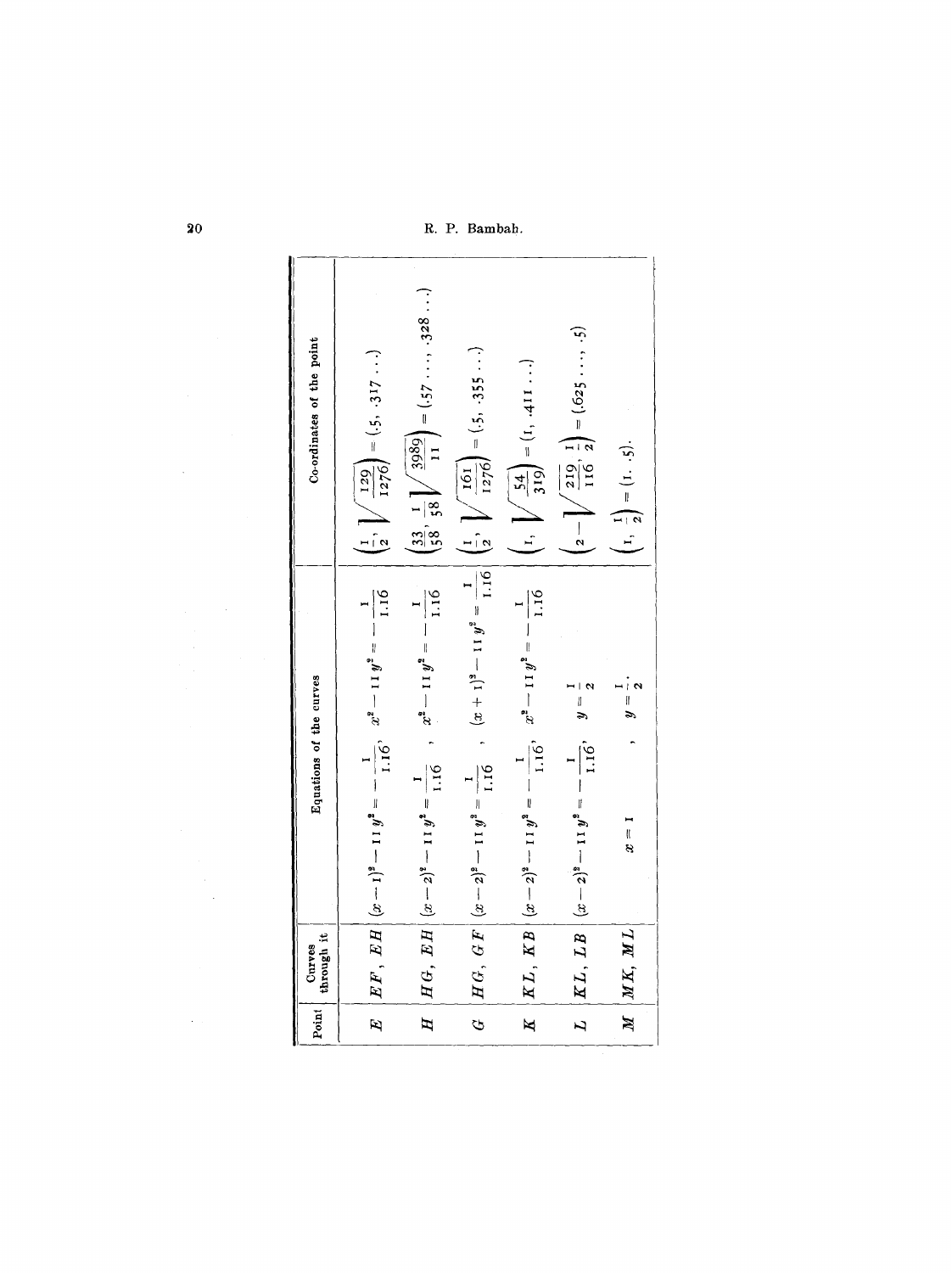| Point | Curves through it | Equations of the curves | Co-ordinates of the point |
| --- | --- | --- | --- |
| $E$ | $EF$, $EH$ | $(x-1)^2 - 11y^2 = -\frac{1}{1.16}$, $x^2 - 11y^2 = -\frac{1}{1.16}$ | $\left(\frac{1}{2}, \sqrt{\frac{129}{1276}}\right) = (.5, .317\ldots)$ |
| $H$ | $HG$, $EH$ | $(x-2)^2 - 11y^2 = \frac{1}{1.16}$, $x^2 - 11y^2 = -\frac{1}{1.16}$ | $\left(\frac{33}{58}, \frac{1}{58}\sqrt{\frac{3989}{11}}\right) = (.57\ldots, .328\ldots)$ |
| $G$ | $HG$, $GF$ | $(x-2)^2 - 11y^2 = \frac{1}{1.16}$, $(x+1)^2 - 11y^2 = \frac{1}{1.16}$ | $\left(\frac{1}{2}, \sqrt{\frac{161}{1276}}\right) = (.5, .355\ldots)$ |
| $K$ | $KL$, $KB$ | $(x-2)^2 - 11y^2 = -\frac{1}{1.16}$, $x^2 - 11y^2 = -\frac{1}{1.16}$ | $\left(1, \sqrt{\frac{54}{319}}\right) = (1, .411\ldots)$ |
| $L$ | $KL$, $LB$ | $(x-2)^2 - 11y^2 = -\frac{1}{1.16}$, $y = \frac{1}{2}$ | $\left(2 - \sqrt{\frac{219}{116}}, \frac{1}{2}\right) = (.625\ldots, .5)$ |
| $M$ | $MK$, $ML$ | $x = 1$, $y = \frac{1}{2}$. | $\left(1, \frac{1}{2}\right) = (1, .5)$. |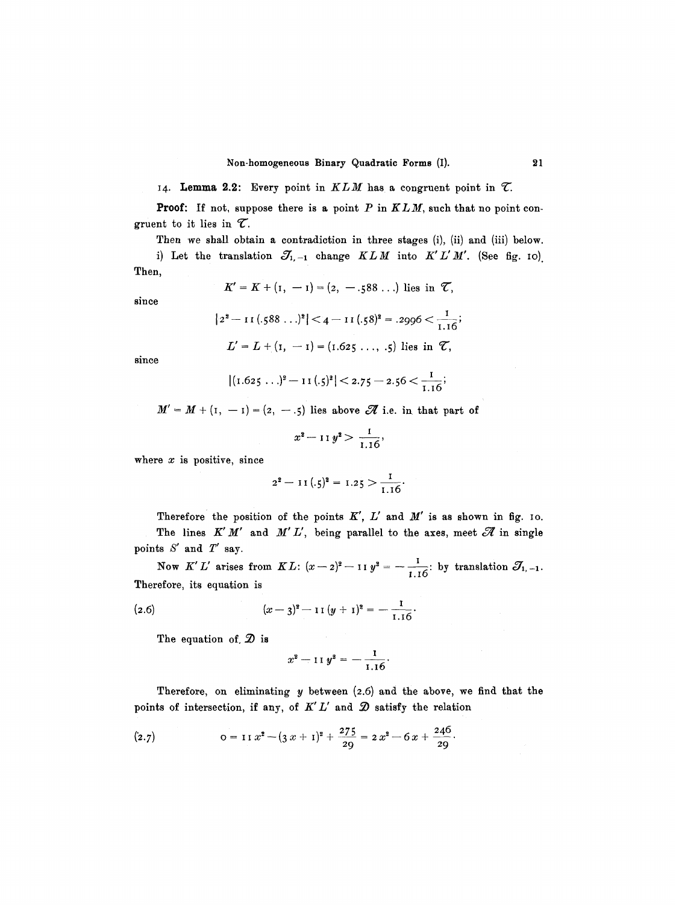14. **Lemma 2.2:** Every point in $KLM$ has a congruent point in $\mathcal{T}$.

**Proof:** If not, suppose there is a point $P$ in $KLM$, such that no point congruent to it lies in $\mathcal{T}$.

Then we shall obtain a contradiction in three stages (i), (ii) and (iii) below.

i) Let the translation $\mathcal{T}_{1,-1}$ change $KLM$ into $K'L'M'$. (See fig. 10).

Then,

$$K' = K + (1, \ -1) = (2, \ -.588\ldots) \text{ lies in } \mathcal{T},$$

since

$$|2^2 - 11\,(.588\ldots)^2| < 4 - 11\,(.58)^2 = .2996 < \frac{1}{1.16};$$

$$L' = L + (1, \ -1) = (1.625\ldots, \ .5) \text{ lies in } \mathcal{T},$$

since

$$|(1.625\ldots)^2 - 11\,(.5)^2| < 2.75 - 2.56 < \frac{1}{1.16};$$

$M' = M + (1, \ -1) = (2, \ -.5)$ lies above $\mathcal{A}$ i.e. in that part of

$$x^2 - 11\,y^2 > \frac{1}{1.16},$$

where $x$ is positive, since

$$2^2 - 11\,(.5)^2 = 1.25 > \frac{1}{1.16}.$$

Therefore the position of the points $K'$, $L'$ and $M'$ is as shown in fig. 10.

The lines $K'M'$ and $M'L'$, being parallel to the axes, meet $\mathcal{A}$ in single points $S'$ and $T'$ say.

Now $K'L'$ arises from $KL$: $(x-2)^2 - 11\,y^2 = -\frac{1}{1.16}$: by translation $\mathcal{T}_{1,-1}$.

Therefore, its equation is

$$(x-3)^2 - 11\,(y+1)^2 = -\frac{1}{1.16}. \tag{2.6}$$

The equation of $\mathcal{D}$ is

$$x^2 - 11\,y^2 = -\frac{1}{1.16}.$$

Therefore, on eliminating $y$ between (2.6) and the above, we find that the points of intersection, if any, of $K'L'$ and $\mathcal{D}$ satisfy the relation

$$0 = 11\,x^2 - (3\,x + 1)^2 + \frac{275}{29} = 2\,x^2 - 6\,x + \frac{246}{29}. \tag{2.7}$$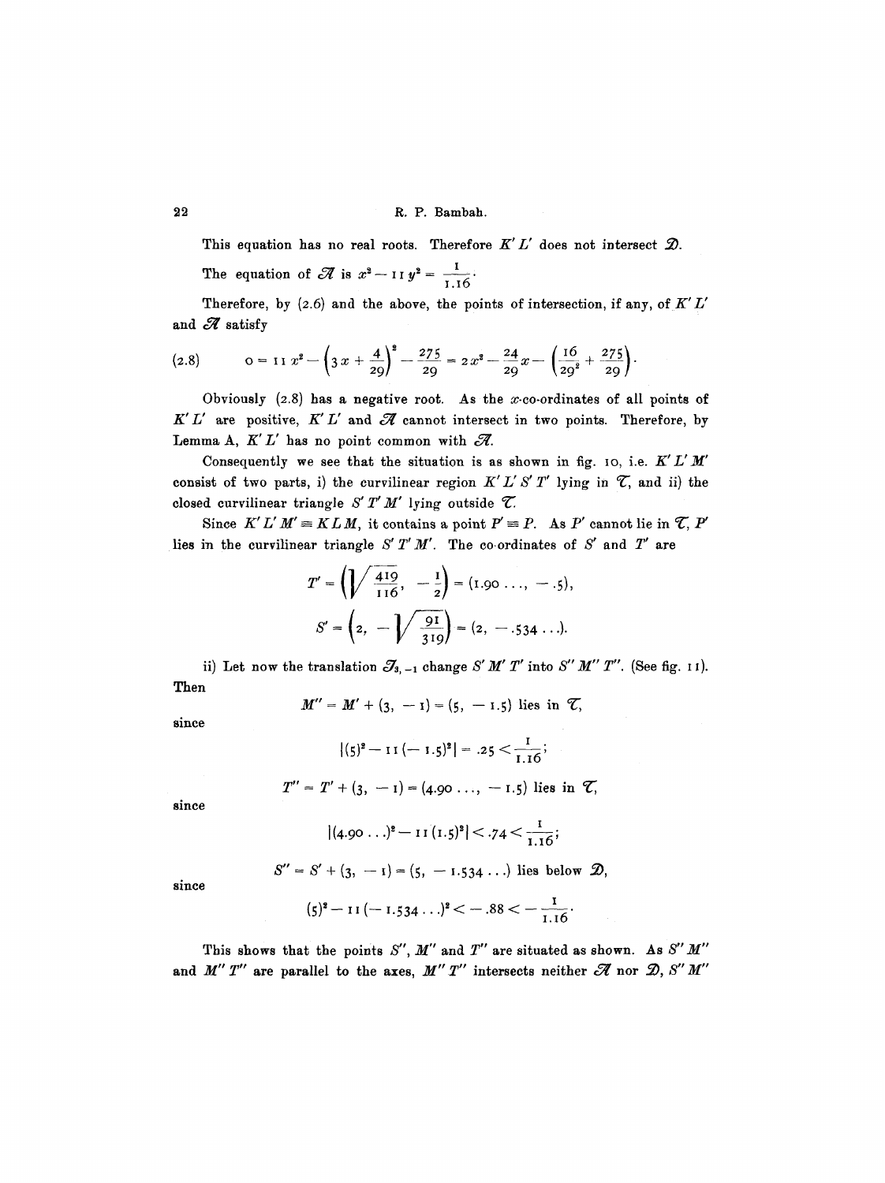This equation has no real roots. Therefore $K'L'$ does not intersect $\mathcal{D}$.

The equation of $\mathcal{A}$ is $x^2 - 11 y^2 = \frac{1}{1.16}$.

Therefore, by (2.6) and the above, the points of intersection, if any, of $K'L'$ and $\mathcal{A}$ satisfy

$$(2.8) \qquad 0 = 11 x^2 - \left(3x + \frac{4}{29}\right)^2 - \frac{275}{29} = 2x^2 - \frac{24}{29}x - \left(\frac{16}{29^2} + \frac{275}{29}\right).$$

Obviously (2.8) has a negative root. As the $x$-co-ordinates of all points of $K'L'$ are positive, $K'L'$ and $\mathcal{A}$ cannot intersect in two points. Therefore, by Lemma A, $K'L'$ has no point common with $\mathcal{A}$.

Consequently we see that the situation is as shown in fig. 10, i.e. $K'L'M'$ consist of two parts, i) the curvilinear region $K'L'S'T'$ lying in $\mathcal{C}$, and ii) the closed curvilinear triangle $S'T'M'$ lying outside $\mathcal{C}$.

Since $K'L'M' \equiv KLM$, it contains a point $P' \equiv P$. As $P'$ cannot lie in $\mathcal{C}$, $P'$ lies in the curvilinear triangle $S'T'M'$. The co-ordinates of $S'$ and $T'$ are

$$T' = \left(\sqrt{\frac{419}{116}},\ -\frac{1}{2}\right) = (1.90\ldots,\ -.5),$$

$$S' = \left(2,\ -\sqrt{\frac{91}{319}}\right) = (2,\ -.534\ldots).$$

ii) Let now the translation $\mathcal{T}_{3,-1}$ change $S'M'T'$ into $S''M''T''$. (See fig. 11). Then

$$M'' = M' + (3,\ -1) = (5,\ -1.5) \text{ lies in } \mathcal{C},$$

since

$$|(5)^2 - 11(-1.5)^2| = .25 < \frac{1}{1.16};$$

$$T'' = T' + (3,\ -1) = (4.90\ldots,\ -1.5) \text{ lies in } \mathcal{C},$$

since

$$|(4.90\ldots)^2 - 11(1.5)^2| < .74 < \frac{1}{1.16};$$

$$S'' = S' + (3,\ -1) = (5,\ -1.534\ldots) \text{ lies below } \mathcal{D},$$

since

$$(5)^2 - 11(-1.534\ldots)^2 < -.88 < -\frac{1}{1.16}.$$

This shows that the points $S''$, $M''$ and $T''$ are situated as shown. As $S''M''$ and $M''T''$ are parallel to the axes, $M''T''$ intersects neither $\mathcal{A}$ nor $\mathcal{D}$, $S''M''$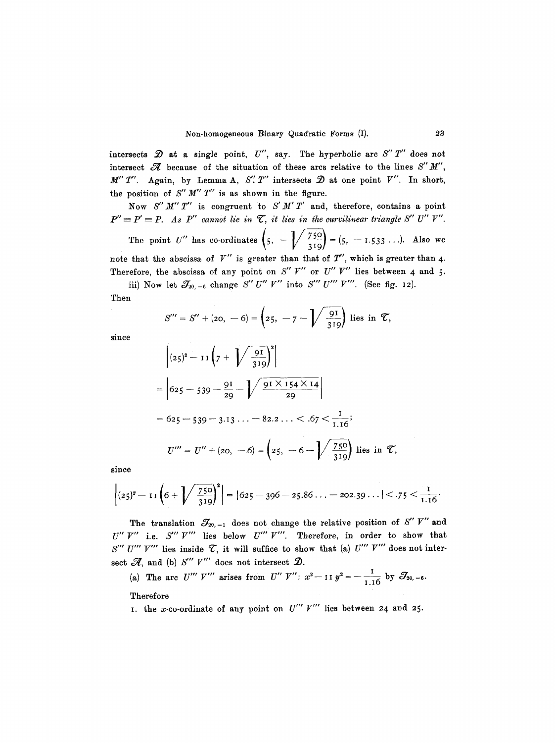intersects $\mathcal{D}$ at a single point, $U''$, say. The hyperbolic arc $S''T''$ does not intersect $\mathcal{A}$ because of the situation of these arcs relative to the lines $S''M''$, $M''T''$. Again, by Lemma A, $S''T''$ intersects $\mathcal{D}$ at one point $V''$. In short, the position of $S''M''T''$ is as shown in the figure.

Now $S''M''T''$ is congruent to $S'M'T'$ and, therefore, contains a point $P'' \equiv P' \equiv P$. *As $P''$ cannot lie in $\mathcal{T}$, it lies in the curvilinear triangle $S''U''V''$.*

The point $U''$ has co-ordinates $\left(5, -\sqrt{\frac{750}{319}}\right) = (5, -1.533\ldots)$. Also we note that the abscissa of $V''$ is greater than that of $T''$, which is greater than 4. Therefore, the abscissa of any point on $S''V''$ or $U''V''$ lies between 4 and 5.

iii) Now let $\mathcal{T}_{20,-6}$ change $S''U''V''$ into $S'''U'''V'''$. (See fig. 12).

Then

$$S''' = S'' + (20, -6) = \left(25, -7 - \sqrt{\frac{91}{319}}\right) \text{ lies in } \mathcal{T},$$

since

$$\left|(25)^2 - 11\left(7 + \sqrt{\frac{91}{319}}\right)^2\right|$$

$$= \left|625 - 539 - \frac{91}{29} - \sqrt{\frac{91 \times 154 \times 14}{29}}\right|$$

$$= 625 - 539 - 3.13\ldots - 82.2\ldots < .67 < \frac{1}{1.16};$$

$$U''' = U'' + (20, -6) = \left(25, -6 - \sqrt{\frac{750}{319}}\right) \text{ lies in } \mathcal{T},$$

since

$$\left|(25)^2 - 11\left(6 + \sqrt{\frac{750}{319}}\right)^2\right| = |625 - 396 - 25.86\ldots - 202.39\ldots| < .75 < \frac{1}{1.16}.$$

The translation $\mathcal{T}_{20,-1}$ does not change the relative position of $S''V''$ and $U''V''$ i.e. $S'''V'''$ lies below $U'''V'''$. Therefore, in order to show that $S'''U'''V'''$ lies inside $\mathcal{T}$, it will suffice to show that (a) $U'''V'''$ does not intersect $\mathcal{A}$, and (b) $S'''V'''$ does not intersect $\mathcal{D}$.

(a) The arc $U'''V'''$ arises from $U''V''$: $x^2 - 11y^2 = -\frac{1}{1.16}$ by $\mathcal{T}_{20,-6}$.

Therefore

1. the $x$-co-ordinate of any point on $U'''V'''$ lies between 24 and 25.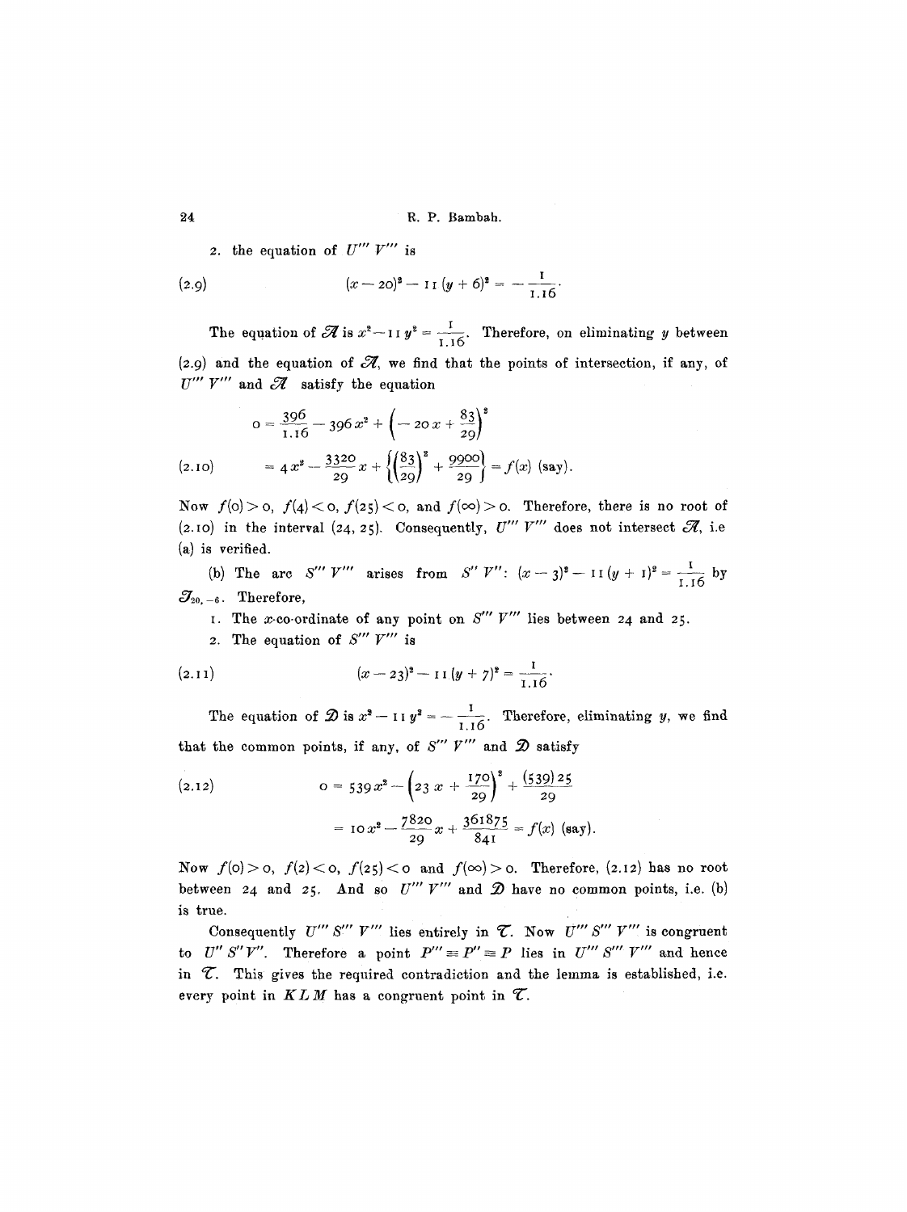2. the equation of $U''' V'''$ is

$$(x - 20)^2 - 11\,(y + 6)^2 = -\frac{1}{1.16}. \tag{2.9}$$

The equation of $\mathcal{A}$ is $x^2 - 11\,y^2 = \frac{1}{1.16}$. Therefore, on eliminating $y$ between (2.9) and the equation of $\mathcal{A}$, we find that the points of intersection, if any, of $U''' V'''$ and $\mathcal{A}$ satisfy the equation

$$\begin{aligned} 0 &= \frac{396}{1.16} - 396\,x^2 + \left(-20\,x + \frac{83}{29}\right)^2 \\ &= 4\,x^2 - \frac{3320}{29}\,x + \left\{\left(\frac{83}{29}\right)^2 + \frac{9900}{29}\right\} = f(x) \text{ (say).} \end{aligned} \tag{2.10}$$

Now $f(0) > 0$, $f(4) < 0$, $f(25) < 0$, and $f(\infty) > 0$. Therefore, there is no root of (2.10) in the interval $(24, 25)$. Consequently, $U''' V'''$ does not intersect $\mathcal{A}$, i.e (a) is verified.

(b) The arc $S''' V'''$ arises from $S'' V''$: $(x - 3)^2 - 11\,(y + 1)^2 = \frac{1}{1.16}$ by $\mathcal{T}_{20,\,-6}$. Therefore,

1. The $x$-co-ordinate of any point on $S''' V'''$ lies between 24 and 25.
2. The equation of $S''' V'''$ is

$$(x - 23)^2 - 11\,(y + 7)^2 = \frac{1}{1.16}. \tag{2.11}$$

The equation of $\mathcal{D}$ is $x^2 - 11\,y^2 = -\frac{1}{1.16}$. Therefore, eliminating $y$, we find that the common points, if any, of $S''' V'''$ and $\mathcal{D}$ satisfy

$$\begin{aligned} 0 &= 539\,x^2 - \left(23\,x + \frac{170}{29}\right)^2 + \frac{(539)\,25}{29} \\ &= 10\,x^2 - \frac{7820}{29}\,x + \frac{361875}{841} = f(x) \text{ (say).} \end{aligned} \tag{2.12}$$

Now $f(0) > 0$, $f(2) < 0$, $f(25) < 0$ and $f(\infty) > 0$. Therefore, (2.12) has no root between 24 and 25. And so $U''' V'''$ and $\mathcal{D}$ have no common points, i.e. (b) is true.

Consequently $U''' S''' V'''$ lies entirely in $\mathcal{T}$. Now $U''' S''' V'''$ is congruent to $U'' S'' V''$. Therefore a point $P''' \equiv P'' \equiv P$ lies in $U''' S''' V'''$ and hence in $\mathcal{T}$. This gives the required contradiction and the lemma is established, i.e. every point in $KLM$ has a congruent point in $\mathcal{T}$.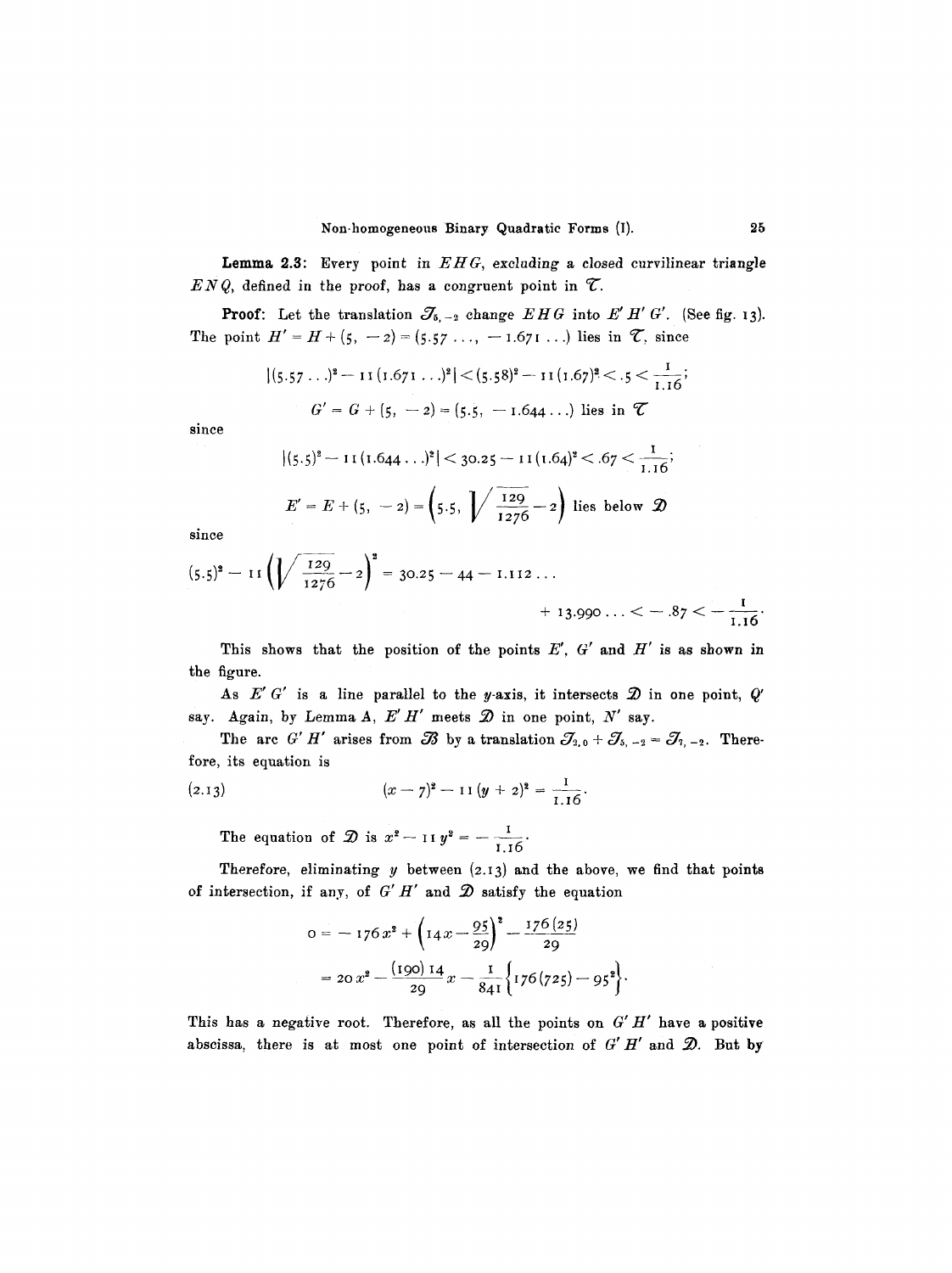**Lemma 2.3**: *Every point in $EHG$, excluding a closed curvilinear triangle $ENQ$, defined in the proof, has a congruent point in $\mathcal{T}$.*

**Proof**: Let the translation $\mathcal{T}_{5,-2}$ change $EHG$ into $E'H'G'$. (See fig. 13). The point $H' = H + (5, -2) = (5.57\ldots, -1.671\ldots)$ lies in $\mathcal{T}$, since

$$|(5.57\ldots)^2 - 11(1.671\ldots)^2| < (5.58)^2 - 11(1.67)^2 < .5 < \frac{1}{1.16};$$

$$G' = G + (5, -2) = (5.5, -1.644\ldots) \text{ lies in } \mathcal{T}$$

since

$$|(5.5)^2 - 11(1.644\ldots)^2| < 30.25 - 11(1.64)^2 < .67 < \frac{1}{1.16};$$

$$E' = E + (5, -2) = \left(5.5, \sqrt{\frac{129}{1276}} - 2\right) \text{ lies below } \mathcal{D}$$

since

$$(5.5)^2 - 11\left(\sqrt{\frac{129}{1276}} - 2\right)^2 = 30.25 - 44 - 1.112\ldots + 13.990\ldots < -.87 < -\frac{1}{1.16}.$$

This shows that the position of the points $E'$, $G'$ and $H'$ is as shown in the figure.

As $E'G'$ is a line parallel to the $y$-axis, it intersects $\mathcal{D}$ in one point, $Q'$ say. Again, by Lemma A, $E'H'$ meets $\mathcal{D}$ in one point, $N'$ say.

The arc $G'H'$ arises from $\mathcal{B}$ by a translation $\mathcal{T}_{2,0} + \mathcal{T}_{5,-2} = \mathcal{T}_{7,-2}$. Therefore, its equation is

$$(x-7)^2 - 11(y+2)^2 = \frac{1}{1.16}. \tag{2.13}$$

The equation of $\mathcal{D}$ is $x^2 - 11y^2 = -\dfrac{1}{1.16}$.

Therefore, eliminating $y$ between (2.13) and the above, we find that points of intersection, if any, of $G'H'$ and $\mathcal{D}$ satisfy the equation

$$\begin{aligned} 0 &= -176x^2 + \left(14x - \frac{95}{29}\right)^2 - \frac{176(25)}{29} \\ &= 20x^2 - \frac{(190)14}{29}x - \frac{1}{841}\left\{176(725) - 95^2\right\}. \end{aligned}$$

This has a negative root. Therefore, as all the points on $G'H'$ have a positive abscissa, there is at most one point of intersection of $G'H'$ and $\mathcal{D}$. But by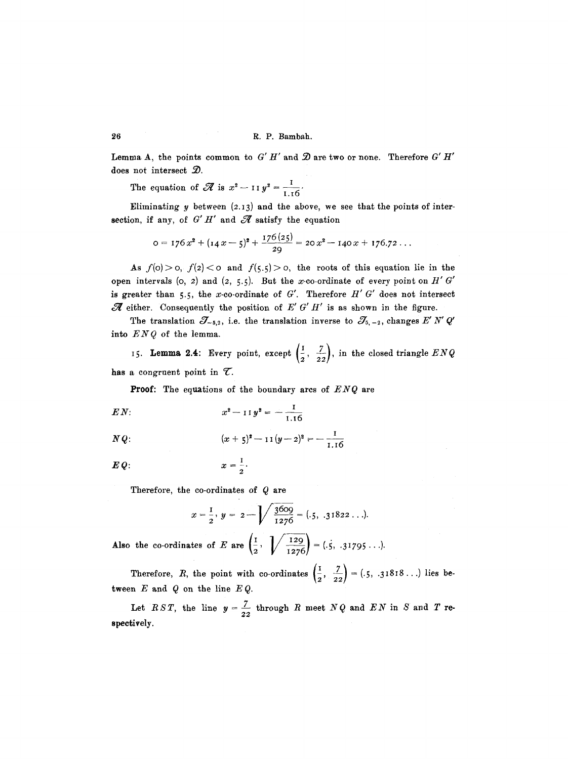Lemma A, the points common to $G' H'$ and $\mathcal{D}$ are two or none. Therefore $G' H'$ does not intersect $\mathcal{D}$.

The equation of $\mathcal{H}$ is $x^2 - 11 y^2 = \frac{1}{1.16}$.

Eliminating $y$ between (2.13) and the above, we see that the points of intersection, if any, of $G' H'$ and $\mathcal{H}$ satisfy the equation

$$0 = 176 x^2 + (14 x - 5)^2 + \frac{176(25)}{29} = 20 x^2 - 140 x + 176.72\ldots$$

As $f(0) > 0$, $f(2) < 0$ and $f(5.5) > 0$, the roots of this equation lie in the open intervals $(0, 2)$ and $(2, 5.5)$. But the $x$-co-ordinate of every point on $H' G'$ is greater than $5.5$, the $x$-co-ordinate of $G'$. Therefore $H' G'$ does not intersect $\mathcal{H}$ either. Consequently the position of $E' G' H'$ is as shown in the figure.

The translation $\mathcal{T}_{-5,2}$, i.e. the translation inverse to $\mathcal{T}_{5,-2}$, changes $E' N' Q'$ into $E N Q$ of the lemma.

15. **Lemma 2.4:** Every point, except $\left(\frac{1}{2}, \frac{7}{22}\right)$, in the closed triangle $ENQ$ has a congruent point in $\mathcal{T}$.

**Proof:** The equations of the boundary arcs of $ENQ$ are

$EN$: $$x^2 - 11 y^2 = -\frac{1}{1.16}$$

$NQ$: $$(x + 5)^2 - 11 (y - 2)^2 = -\frac{1}{1.16}$$

$EQ$: $$x = \frac{1}{2}.$$

Therefore, the co-ordinates of $Q$ are

$$x = \frac{1}{2},\ y = 2 - \sqrt{\frac{3609}{1276}} = (.5,\ .31822\ldots).$$

Also the co-ordinates of $E$ are $\left(\frac{1}{2}, \sqrt{\frac{129}{1276}}\right) = (.5,\ .31795\ldots)$.

Therefore, $R$, the point with co-ordinates $\left(\frac{1}{2}, \frac{7}{22}\right) = (.5,\ .31818\ldots)$ lies between $E$ and $Q$ on the line $EQ$.

Let $RST$, the line $y = \frac{7}{22}$ through $R$ meet $NQ$ and $EN$ in $S$ and $T$ respectively.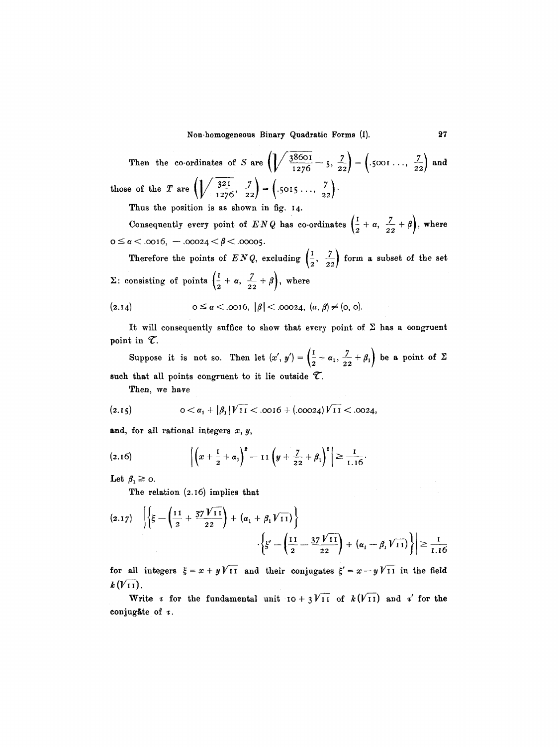Then the co-ordinates of $S$ are $\left(\sqrt{\frac{38601}{1276}} - 5, \frac{7}{22}\right) = \left(.5001 \ldots, \frac{7}{22}\right)$ and those of the $T$ are $\left(\sqrt{\frac{321}{1276}}, \frac{7}{22}\right) = \left(.5015 \ldots, \frac{7}{22}\right)$.

Thus the position is as shown in fig. 14.

Consequently every point of $ENQ$ has co-ordinates $\left(\frac{1}{2} + \alpha, \frac{7}{22} + \beta\right)$, where $0 \leq \alpha < .0016$, $-.00024 < \beta < .00005$.

Therefore the points of $ENQ$, excluding $\left(\frac{1}{2}, \frac{7}{22}\right)$ form a subset of the set $\Sigma$: consisting of points $\left(\frac{1}{2} + \alpha, \frac{7}{22} + \beta\right)$, where

$$0 \leq \alpha < .0016, \ |\beta| < .00024, \ (\alpha, \beta) \neq (0, 0). \tag{2.14}$$

It will consequently suffice to show that every point of $\Sigma$ has a congruent point in $\mathcal{T}$.

Suppose it is not so. Then let $(x', y') = \left(\frac{1}{2} + \alpha_1, \frac{7}{22} + \beta_1\right)$ be a point of $\Sigma$ such that all points congruent to it lie outside $\mathcal{T}$.

Then, we have

$$0 < \alpha_1 + |\beta_1| \sqrt{11} < .0016 + (.00024)\sqrt{11} < .0024, \tag{2.15}$$

and, for all rational integers $x, y$,

$$\left| \left(x + \frac{1}{2} + \alpha_1\right)^2 - 11\left(y + \frac{7}{22} + \beta_1\right)^2 \right| \geq \frac{1}{1.16}. \tag{2.16}$$

Let $\beta_1 \geq 0$.

The relation (2.16) implies that

$$\left| \left\{ \xi - \left(\frac{11}{2} + \frac{37\sqrt{11}}{22}\right) + (\alpha_1 + \beta_1 \sqrt{11}) \right\} \cdot \left\{ \xi' - \left(\frac{11}{2} - \frac{37\sqrt{11}}{22}\right) + (\alpha_1 - \beta_1 \sqrt{11}) \right\} \right| \geq \frac{1}{1.16} \tag{2.17}$$

for all integers $\xi = x + y\sqrt{11}$ and their conjugates $\xi' = x - y\sqrt{11}$ in the field $k(\sqrt{11})$.

Write $\varepsilon$ for the fundamental unit $10 + 3\sqrt{11}$ of $k(\sqrt{11})$ and $\varepsilon'$ for the conjugate of $\varepsilon$.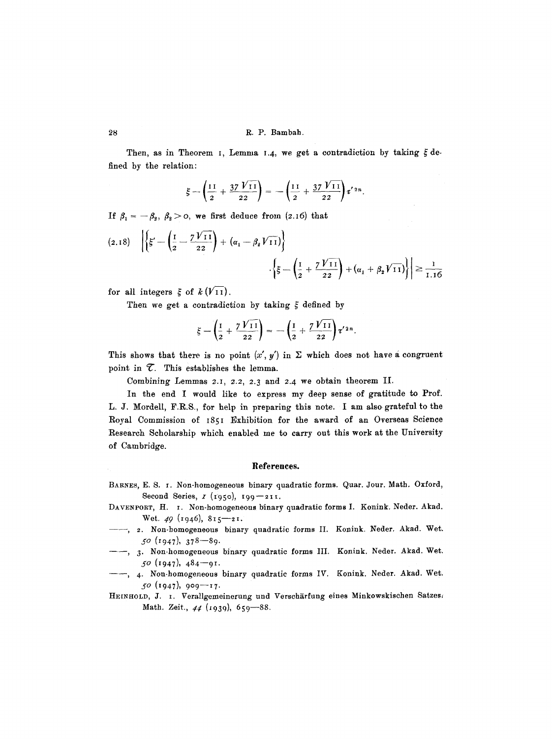Then, as in Theorem 1, Lemma 1.4, we get a contradiction by taking $\xi$ defined by the relation:

$$\xi - \left(\frac{11}{2} + \frac{37\sqrt{11}}{22}\right) = -\left(\frac{11}{2} + \frac{37\sqrt{11}}{22}\right)\tau'^{2n}.$$

If $\beta_1 = -\beta_2$, $\beta_2 > 0$, we first deduce from (2.16) that

$$(2.18)\quad \left|\left\{\xi' - \left(\frac{1}{2} - \frac{7\sqrt{11}}{22}\right) + (\alpha_1 - \beta_2\sqrt{11})\right\} \cdot \left\{\xi - \left(\frac{1}{2} + \frac{7\sqrt{11}}{22}\right) + (\alpha_1 + \beta_2\sqrt{11})\right\}\right| \geq \frac{1}{1.16}$$

for all integers $\xi$ of $k(\sqrt{11})$.

Then we get a contradiction by taking $\xi$ defined by

$$\xi - \left(\frac{1}{2} + \frac{7\sqrt{11}}{22}\right) = -\left(\frac{1}{2} + \frac{7\sqrt{11}}{22}\right)\tau'^{2n}.$$

This shows that there is no point $(x', y')$ in $\Sigma$ which does not have a congruent point in $\mathfrak{T}$. This establishes the lemma.

Combining Lemmas 2.1, 2.2, 2.3 and 2.4 we obtain theorem II.

In the end I would like to express my deep sense of gratitude to Prof. L. J. Mordell, F.R.S., for help in preparing this note. I am also grateful to the Royal Commission of 1851 Exhibition for the award of an Overseas Science Research Scholarship which enabled me to carry out this work at the University of Cambridge.

## References.

BARNES, E. S. 1. Non-homogeneous binary quadratic forms. Quar. Jour. Math. Oxford, Second Series, *1* (1950), 199—211.

DAVENPORT, H. 1. Non-homogeneous binary quadratic forms I. Konink. Neder. Akad. Wet. *49* (1946), 815—21.

——, 2. Non-homogeneous binary quadratic forms II. Konink. Neder. Akad. Wet. *50* (1947), 378—89.

——, 3. Non-homogeneous binary quadratic forms III. Konink. Neder. Akad. Wet. *50* (1947), 484—91.

——, 4. Non-homogeneous binary quadratic forms IV. Konink. Neder. Akad. Wet. *50* (1947), 909—17.

HEINHOLD, J. 1. Verallgemeinerung und Verschärfung eines Minkowskischen Satzes. Math. Zeit., *44* (1939), 659—88.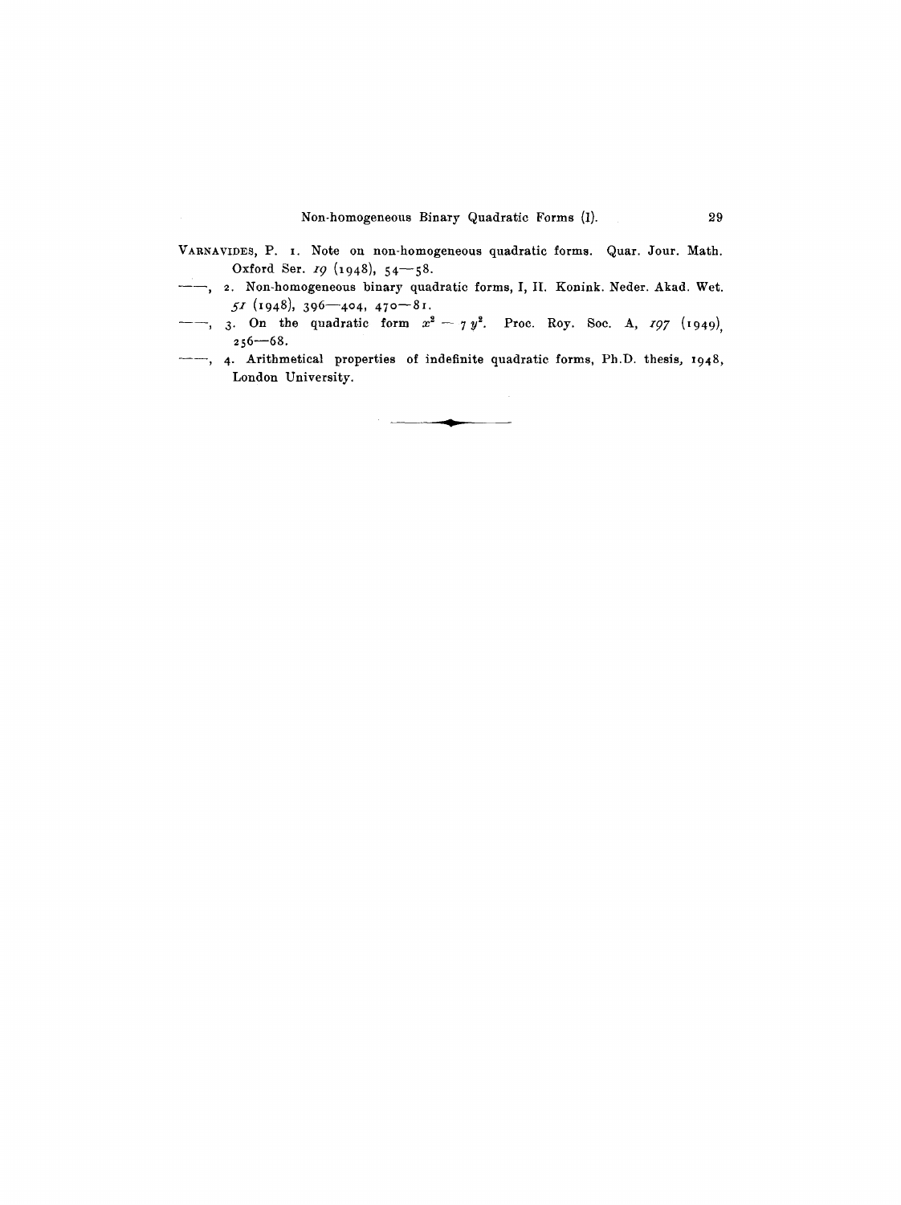VARNAVIDES, P. 1. Note on non-homogeneous quadratic forms. Quar. Jour. Math. Oxford Ser. *19* (1948), 54—58.

——, 2. Non-homogeneous binary quadratic forms, I, II. Konink. Neder. Akad. Wet. *51* (1948), 396—404, 470—81.

——, 3. On the quadratic form $x^2 - 7y^2$. Proc. Roy. Soc. A, *197* (1949), 256—68.

——, 4. Arithmetical properties of indefinite quadratic forms, Ph.D. thesis, 1948, London University.